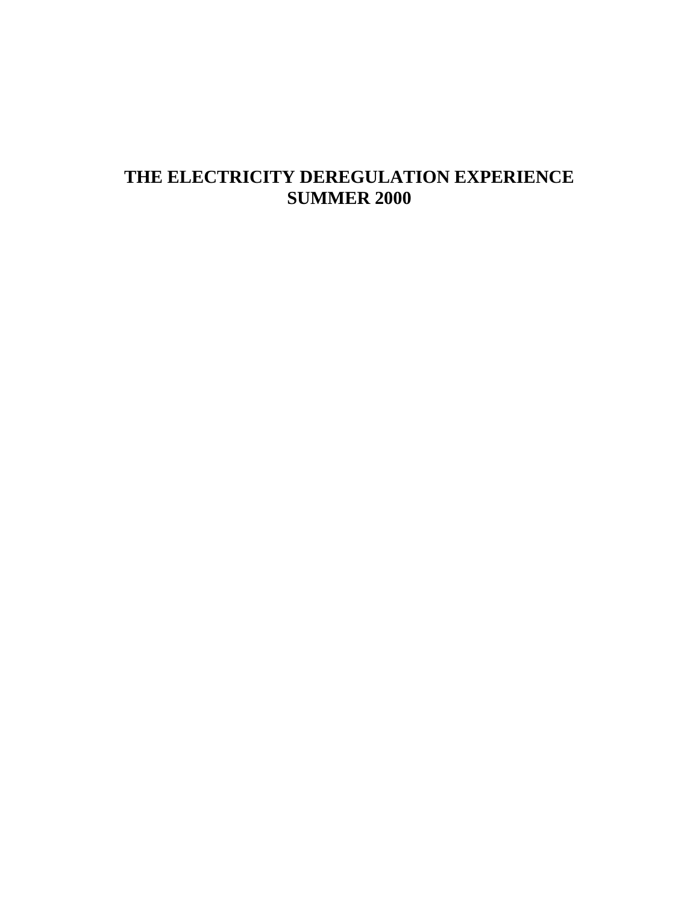# THE ELECTRICITY DEREGULATION EXPERIENCE
# SUMMER 2000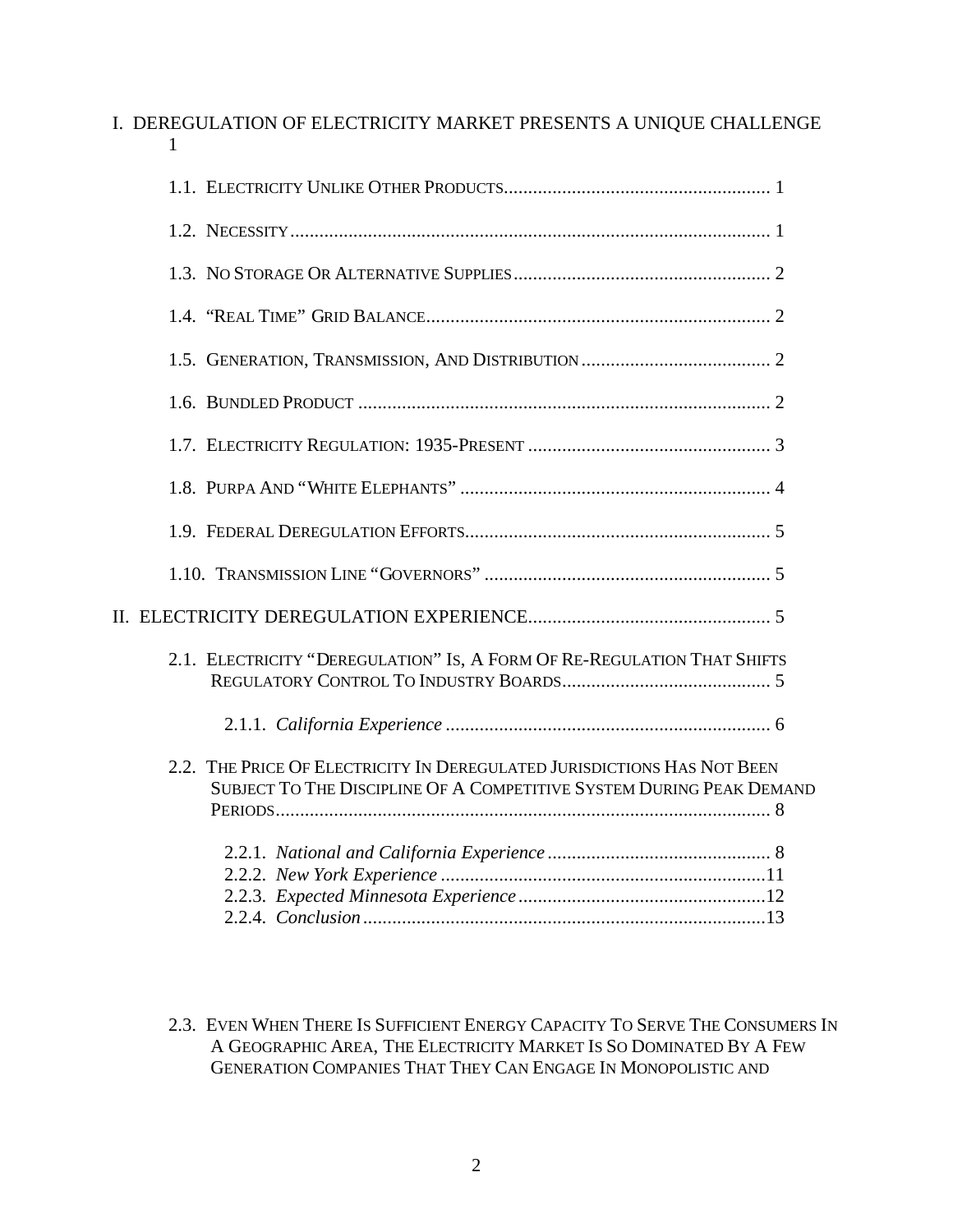I. DEREGULATION OF ELECTRICITY MARKET PRESENTS A UNIQUE CHALLENGE 1

- 1.1. Electricity Unlike Other Products 1
- 1.2. Necessity 1
- 1.3. No Storage Or Alternative Supplies 2
- 1.4. "Real Time" Grid Balance 2
- 1.5. Generation, Transmission, And Distribution 2
- 1.6. Bundled Product 2
- 1.7. Electricity Regulation: 1935-Present 3
- 1.8. Purpa And "White Elephants" 4
- 1.9. Federal Deregulation Efforts 5
- 1.10. Transmission Line "Governors" 5

II. ELECTRICITY DEREGULATION EXPERIENCE 5

- 2.1. Electricity "Deregulation" Is, A Form Of Re-Regulation That Shifts Regulatory Control To Industry Boards 5
  - 2.1.1. *California Experience* 6
- 2.2. The Price Of Electricity In Deregulated Jurisdictions Has Not Been Subject To The Discipline Of A Competitive System During Peak Demand Periods 8
  - 2.2.1. *National and California Experience* 8
  - 2.2.2. *New York Experience* 11
  - 2.2.3. *Expected Minnesota Experience* 12
  - 2.2.4. *Conclusion* 13
- 2.3. Even When There Is Sufficient Energy Capacity To Serve The Consumers In A Geographic Area, The Electricity Market Is So Dominated By A Few Generation Companies That They Can Engage In Monopolistic and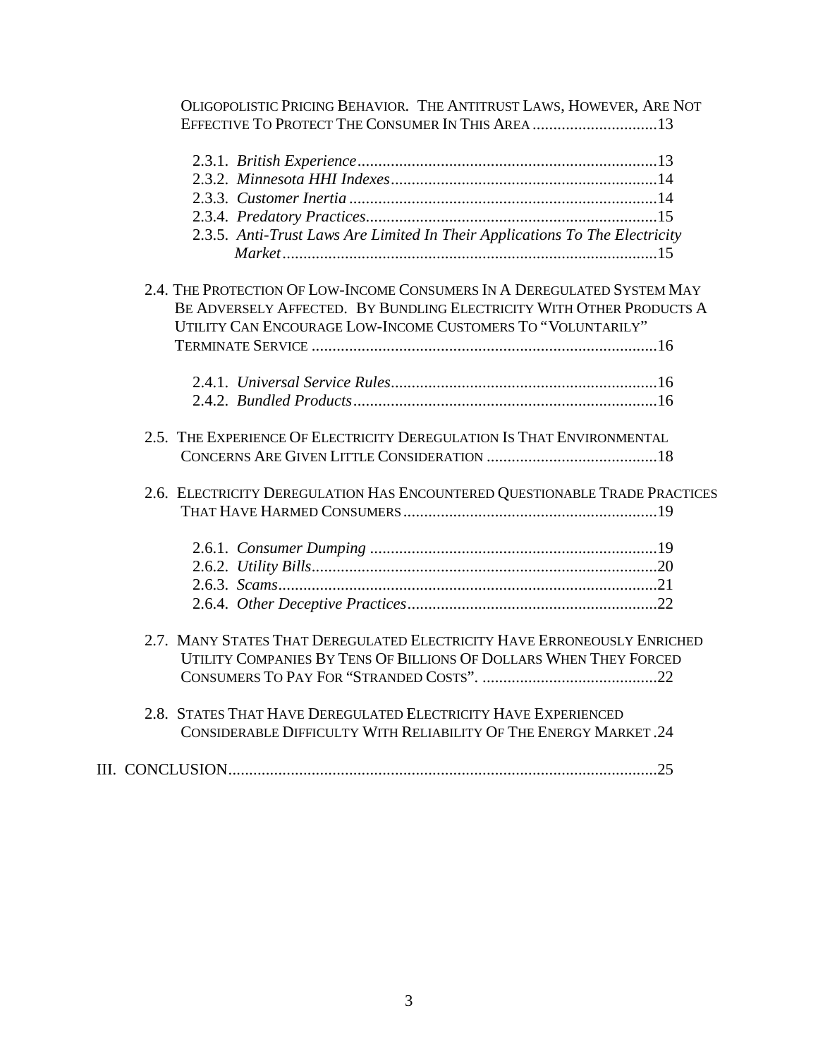Oligopolistic Pricing Behavior. The Antitrust Laws, However, Are Not Effective To Protect The Consumer In This Area ..............................13

- 2.3.1. *British Experience*........................................................................13
- 2.3.2. *Minnesota HHI Indexes*................................................................14
- 2.3.3. *Customer Inertia* ..........................................................................14
- 2.3.4. *Predatory Practices*......................................................................15
- 2.3.5. *Anti-Trust Laws Are Limited In Their Applications To The Electricity Market*..........................................................................................15

2.4. The Protection Of Low-Income Consumers In A Deregulated System May Be Adversely Affected. By Bundling Electricity With Other Products A Utility Can Encourage Low-Income Customers To "Voluntarily" Terminate Service ..................................................................................16

- 2.4.1. *Universal Service Rules*................................................................16
- 2.4.2. *Bundled Products*.........................................................................16

2.5. The Experience Of Electricity Deregulation Is That Environmental Concerns Are Given Little Consideration .........................................18

2.6. Electricity Deregulation Has Encountered Questionable Trade Practices That Have Harmed Consumers .............................................................19

- 2.6.1. *Consumer Dumping* .....................................................................19
- 2.6.2. *Utility Bills*...................................................................................20
- 2.6.3. *Scams*...........................................................................................21
- 2.6.4. *Other Deceptive Practices*............................................................22

2.7. Many States That Deregulated Electricity Have Erroneously Enriched Utility Companies By Tens Of Billions Of Dollars When They Forced Consumers To Pay For "Stranded Costs". ..........................................22

2.8. States That Have Deregulated Electricity Have Experienced Considerable Difficulty With Reliability Of The Energy Market .24

III. CONCLUSION......................................................................................25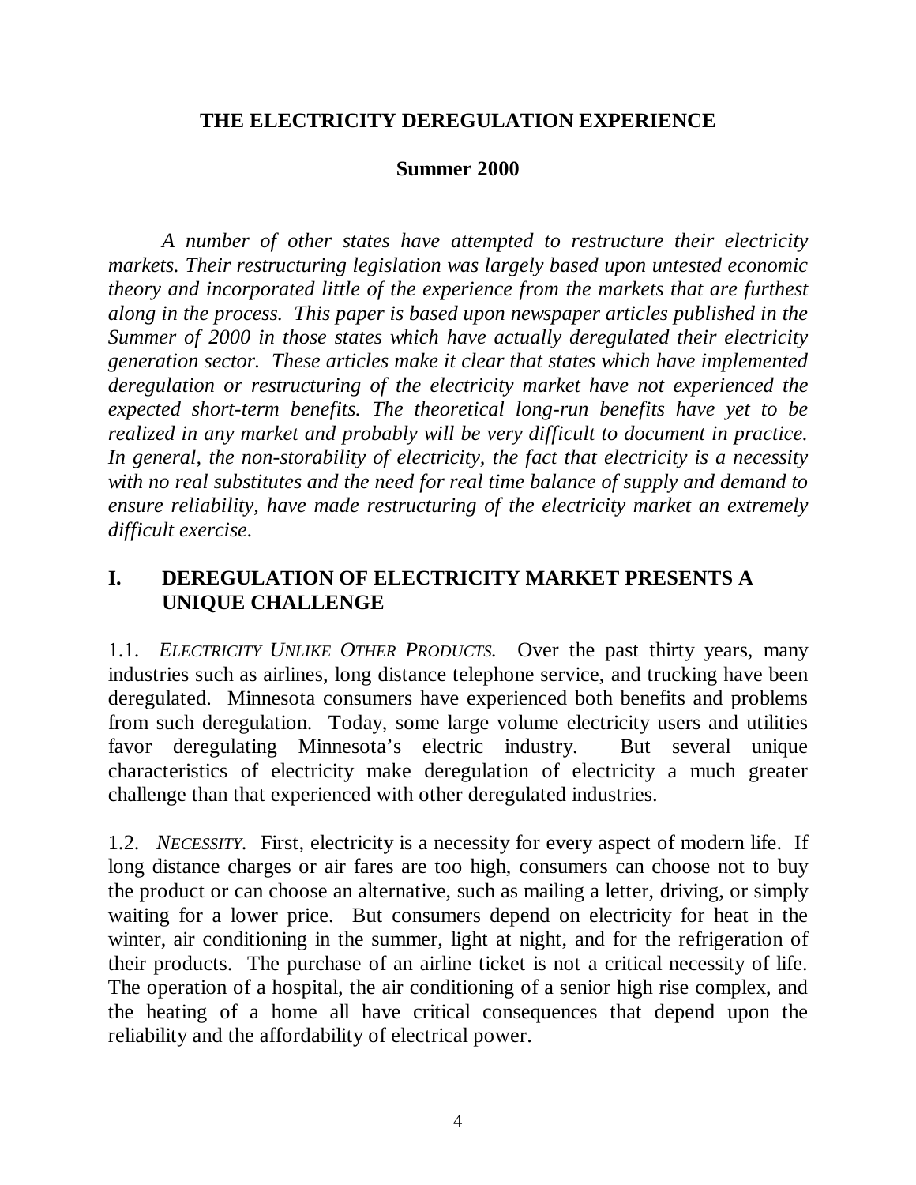**THE ELECTRICITY DEREGULATION EXPERIENCE**

**Summer 2000**

*A number of other states have attempted to restructure their electricity markets. Their restructuring legislation was largely based upon untested economic theory and incorporated little of the experience from the markets that are furthest along in the process. This paper is based upon newspaper articles published in the Summer of 2000 in those states which have actually deregulated their electricity generation sector. These articles make it clear that states which have implemented deregulation or restructuring of the electricity market have not experienced the expected short-term benefits. The theoretical long-run benefits have yet to be realized in any market and probably will be very difficult to document in practice. In general, the non-storability of electricity, the fact that electricity is a necessity with no real substitutes and the need for real time balance of supply and demand to ensure reliability, have made restructuring of the electricity market an extremely difficult exercise.*

## I. DEREGULATION OF ELECTRICITY MARKET PRESENTS A UNIQUE CHALLENGE

1.1. *ELECTRICITY UNLIKE OTHER PRODUCTS.* Over the past thirty years, many industries such as airlines, long distance telephone service, and trucking have been deregulated. Minnesota consumers have experienced both benefits and problems from such deregulation. Today, some large volume electricity users and utilities favor deregulating Minnesota's electric industry. But several unique characteristics of electricity make deregulation of electricity a much greater challenge than that experienced with other deregulated industries.

1.2. *NECESSITY.* First, electricity is a necessity for every aspect of modern life. If long distance charges or air fares are too high, consumers can choose not to buy the product or can choose an alternative, such as mailing a letter, driving, or simply waiting for a lower price. But consumers depend on electricity for heat in the winter, air conditioning in the summer, light at night, and for the refrigeration of their products. The purchase of an airline ticket is not a critical necessity of life. The operation of a hospital, the air conditioning of a senior high rise complex, and the heating of a home all have critical consequences that depend upon the reliability and the affordability of electrical power.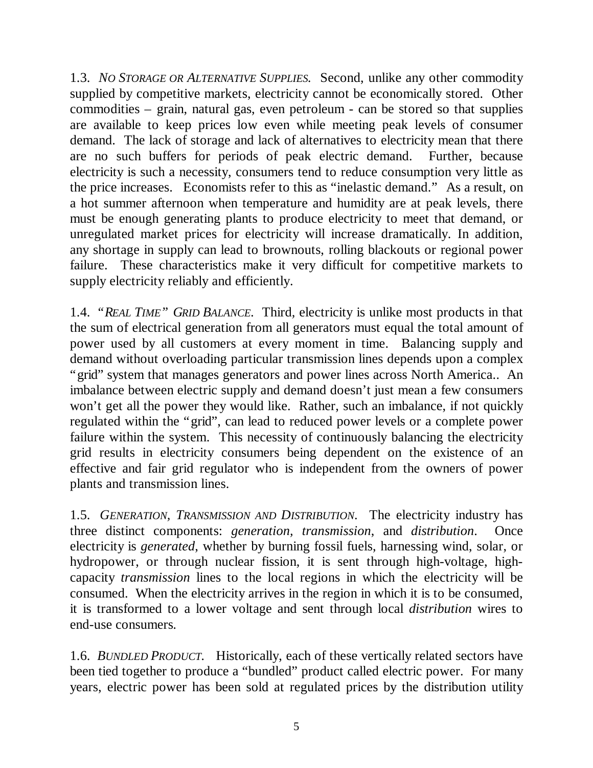1.3. *NO STORAGE OR ALTERNATIVE SUPPLIES.* Second, unlike any other commodity supplied by competitive markets, electricity cannot be economically stored. Other commodities – grain, natural gas, even petroleum - can be stored so that supplies are available to keep prices low even while meeting peak levels of consumer demand. The lack of storage and lack of alternatives to electricity mean that there are no such buffers for periods of peak electric demand. Further, because electricity is such a necessity, consumers tend to reduce consumption very little as the price increases. Economists refer to this as "inelastic demand." As a result, on a hot summer afternoon when temperature and humidity are at peak levels, there must be enough generating plants to produce electricity to meet that demand, or unregulated market prices for electricity will increase dramatically. In addition, any shortage in supply can lead to brownouts, rolling blackouts or regional power failure. These characteristics make it very difficult for competitive markets to supply electricity reliably and efficiently.

1.4. *"REAL TIME" GRID BALANCE.* Third, electricity is unlike most products in that the sum of electrical generation from all generators must equal the total amount of power used by all customers at every moment in time. Balancing supply and demand without overloading particular transmission lines depends upon a complex "grid" system that manages generators and power lines across North America.. An imbalance between electric supply and demand doesn't just mean a few consumers won't get all the power they would like. Rather, such an imbalance, if not quickly regulated within the "grid", can lead to reduced power levels or a complete power failure within the system. This necessity of continuously balancing the electricity grid results in electricity consumers being dependent on the existence of an effective and fair grid regulator who is independent from the owners of power plants and transmission lines.

1.5. *GENERATION, TRANSMISSION AND DISTRIBUTION.* The electricity industry has three distinct components: *generation*, *transmission*, and *distribution*. Once electricity is *generated*, whether by burning fossil fuels, harnessing wind, solar, or hydropower, or through nuclear fission, it is sent through high-voltage, high-capacity *transmission* lines to the local regions in which the electricity will be consumed. When the electricity arrives in the region in which it is to be consumed, it is transformed to a lower voltage and sent through local *distribution* wires to end-use consumers.

1.6. *BUNDLED PRODUCT.* Historically, each of these vertically related sectors have been tied together to produce a "bundled" product called electric power. For many years, electric power has been sold at regulated prices by the distribution utility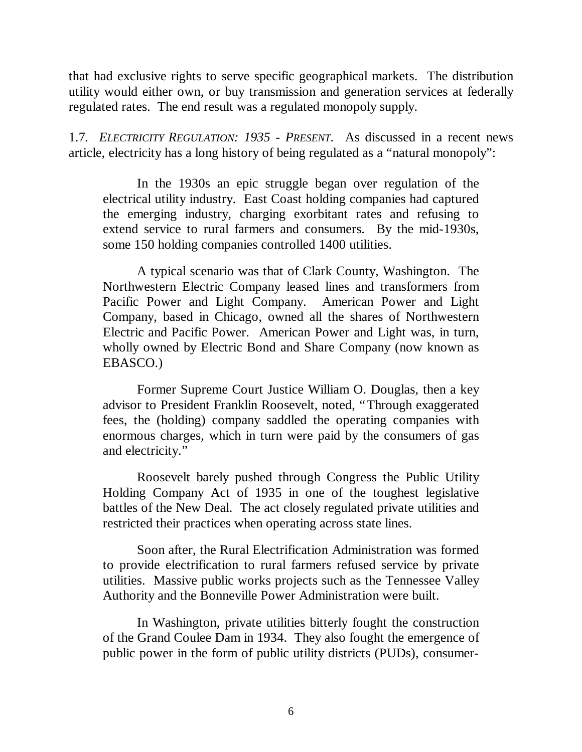that had exclusive rights to serve specific geographical markets. The distribution utility would either own, or buy transmission and generation services at federally regulated rates. The end result was a regulated monopoly supply.

1.7. *ELECTRICITY REGULATION: 1935 - PRESENT.* As discussed in a recent news article, electricity has a long history of being regulated as a "natural monopoly":

> In the 1930s an epic struggle began over regulation of the electrical utility industry. East Coast holding companies had captured the emerging industry, charging exorbitant rates and refusing to extend service to rural farmers and consumers. By the mid-1930s, some 150 holding companies controlled 1400 utilities.
>
> A typical scenario was that of Clark County, Washington. The Northwestern Electric Company leased lines and transformers from Pacific Power and Light Company. American Power and Light Company, based in Chicago, owned all the shares of Northwestern Electric and Pacific Power. American Power and Light was, in turn, wholly owned by Electric Bond and Share Company (now known as EBASCO.)
>
> Former Supreme Court Justice William O. Douglas, then a key advisor to President Franklin Roosevelt, noted, "Through exaggerated fees, the (holding) company saddled the operating companies with enormous charges, which in turn were paid by the consumers of gas and electricity."
>
> Roosevelt barely pushed through Congress the Public Utility Holding Company Act of 1935 in one of the toughest legislative battles of the New Deal. The act closely regulated private utilities and restricted their practices when operating across state lines.
>
> Soon after, the Rural Electrification Administration was formed to provide electrification to rural farmers refused service by private utilities. Massive public works projects such as the Tennessee Valley Authority and the Bonneville Power Administration were built.
>
> In Washington, private utilities bitterly fought the construction of the Grand Coulee Dam in 1934. They also fought the emergence of public power in the form of public utility districts (PUDs), consumer-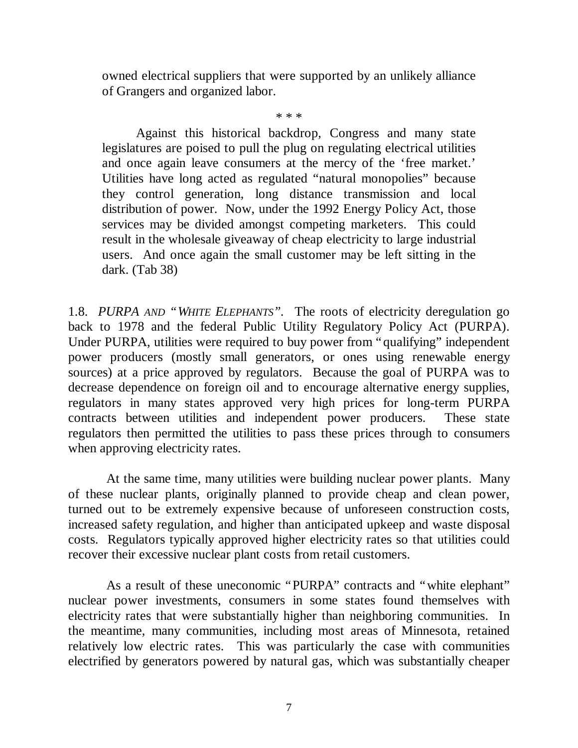> owned electrical suppliers that were supported by an unlikely alliance of Grangers and organized labor.
>
> \* \* \*
>
> Against this historical backdrop, Congress and many state legislatures are poised to pull the plug on regulating electrical utilities and once again leave consumers at the mercy of the 'free market.' Utilities have long acted as regulated "natural monopolies" because they control generation, long distance transmission and local distribution of power. Now, under the 1992 Energy Policy Act, those services may be divided amongst competing marketers. This could result in the wholesale giveaway of cheap electricity to large industrial users. And once again the small customer may be left sitting in the dark. (Tab 38)

1.8. *PURPA AND "WHITE ELEPHANTS"*. The roots of electricity deregulation go back to 1978 and the federal Public Utility Regulatory Policy Act (PURPA). Under PURPA, utilities were required to buy power from "qualifying" independent power producers (mostly small generators, or ones using renewable energy sources) at a price approved by regulators. Because the goal of PURPA was to decrease dependence on foreign oil and to encourage alternative energy supplies, regulators in many states approved very high prices for long-term PURPA contracts between utilities and independent power producers. These state regulators then permitted the utilities to pass these prices through to consumers when approving electricity rates.

At the same time, many utilities were building nuclear power plants. Many of these nuclear plants, originally planned to provide cheap and clean power, turned out to be extremely expensive because of unforeseen construction costs, increased safety regulation, and higher than anticipated upkeep and waste disposal costs. Regulators typically approved higher electricity rates so that utilities could recover their excessive nuclear plant costs from retail customers.

As a result of these uneconomic "PURPA" contracts and "white elephant" nuclear power investments, consumers in some states found themselves with electricity rates that were substantially higher than neighboring communities. In the meantime, many communities, including most areas of Minnesota, retained relatively low electric rates. This was particularly the case with communities electrified by generators powered by natural gas, which was substantially cheaper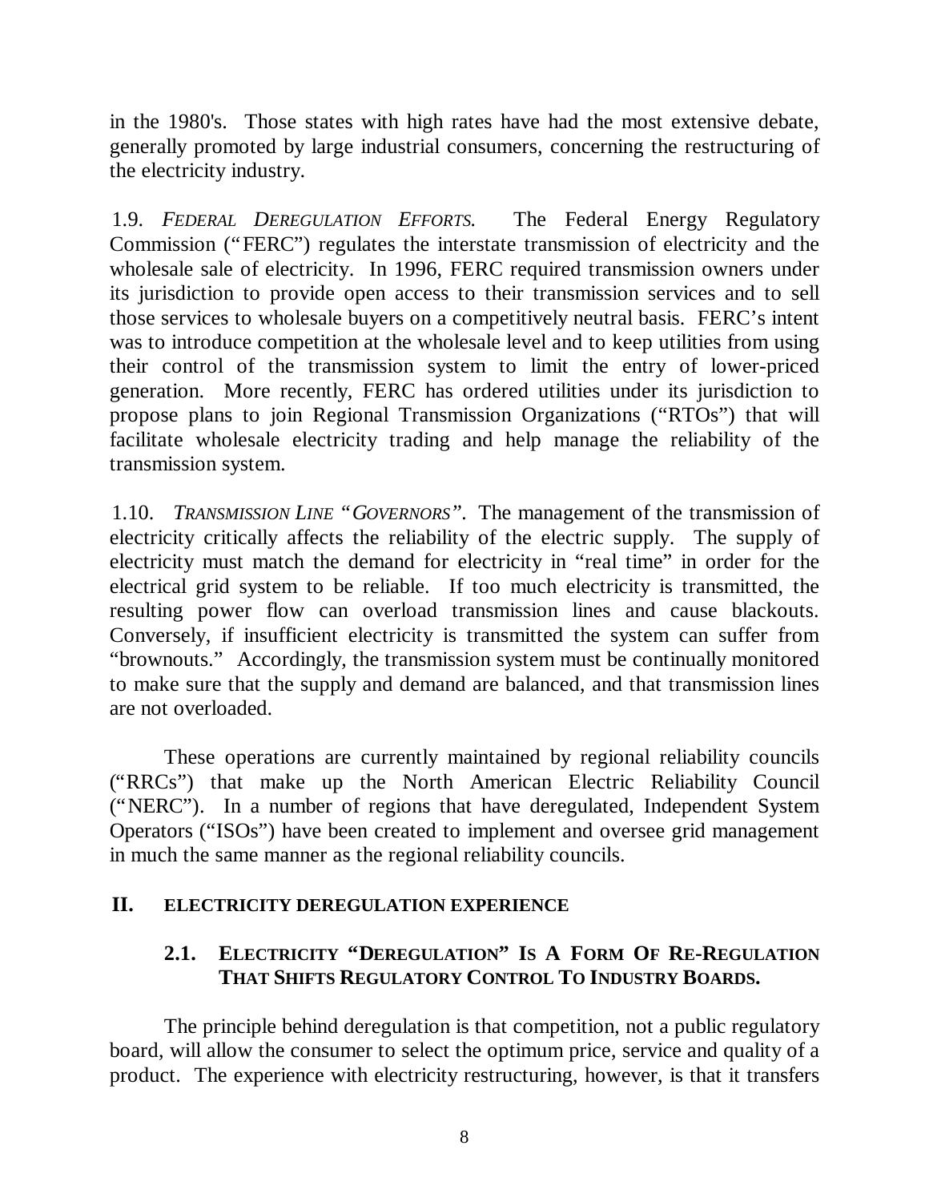in the 1980's. Those states with high rates have had the most extensive debate, generally promoted by large industrial consumers, concerning the restructuring of the electricity industry.

1.9. *FEDERAL DEREGULATION EFFORTS.* The Federal Energy Regulatory Commission ("FERC") regulates the interstate transmission of electricity and the wholesale sale of electricity. In 1996, FERC required transmission owners under its jurisdiction to provide open access to their transmission services and to sell those services to wholesale buyers on a competitively neutral basis. FERC's intent was to introduce competition at the wholesale level and to keep utilities from using their control of the transmission system to limit the entry of lower-priced generation. More recently, FERC has ordered utilities under its jurisdiction to propose plans to join Regional Transmission Organizations ("RTOs") that will facilitate wholesale electricity trading and help manage the reliability of the transmission system.

1.10. *TRANSMISSION LINE "GOVERNORS".* The management of the transmission of electricity critically affects the reliability of the electric supply. The supply of electricity must match the demand for electricity in "real time" in order for the electrical grid system to be reliable. If too much electricity is transmitted, the resulting power flow can overload transmission lines and cause blackouts. Conversely, if insufficient electricity is transmitted the system can suffer from "brownouts." Accordingly, the transmission system must be continually monitored to make sure that the supply and demand are balanced, and that transmission lines are not overloaded.

These operations are currently maintained by regional reliability councils ("RRCs") that make up the North American Electric Reliability Council ("NERC"). In a number of regions that have deregulated, Independent System Operators ("ISOs") have been created to implement and oversee grid management in much the same manner as the regional reliability councils.

## II. ELECTRICITY DEREGULATION EXPERIENCE

### 2.1. ELECTRICITY "DEREGULATION" IS A FORM OF RE-REGULATION THAT SHIFTS REGULATORY CONTROL TO INDUSTRY BOARDS.

The principle behind deregulation is that competition, not a public regulatory board, will allow the consumer to select the optimum price, service and quality of a product. The experience with electricity restructuring, however, is that it transfers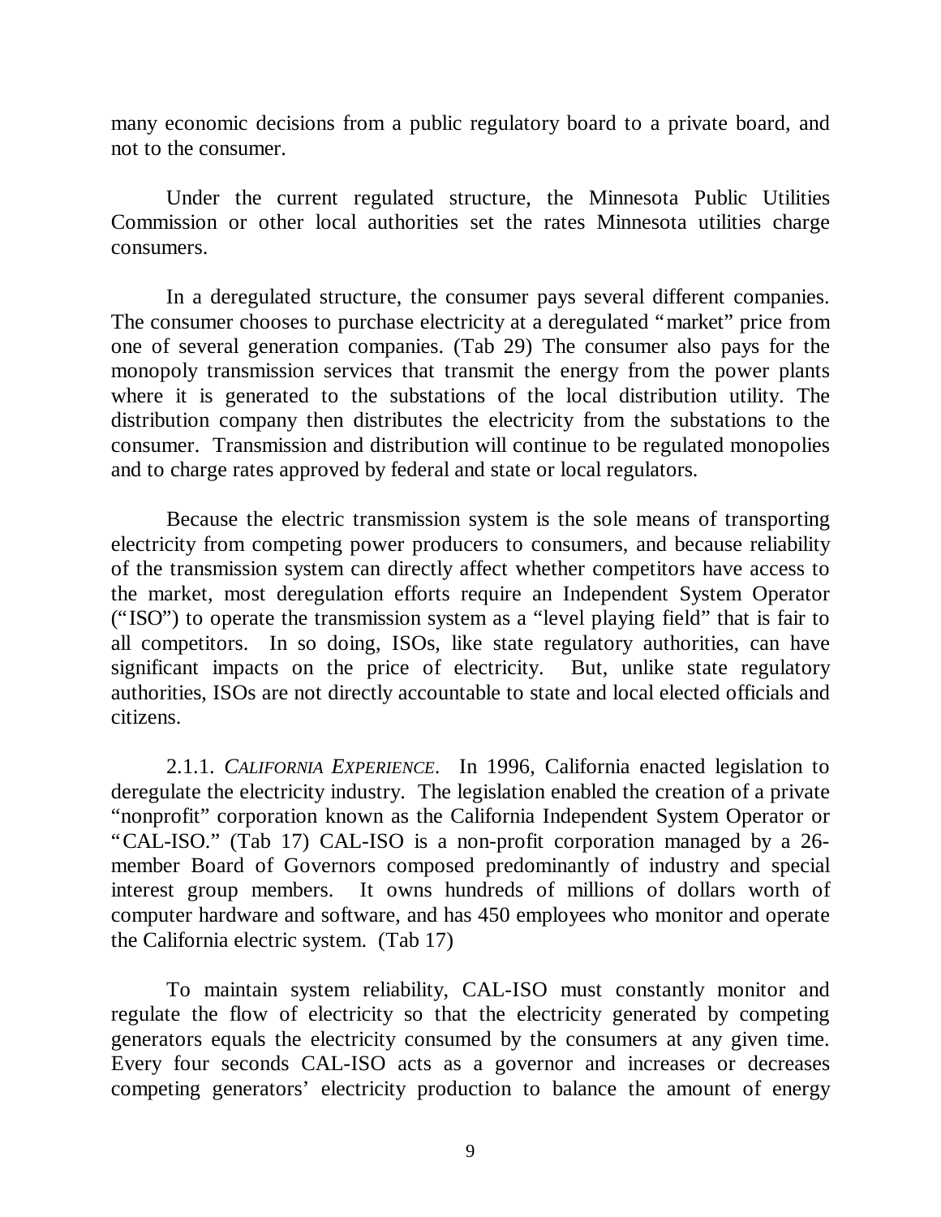many economic decisions from a public regulatory board to a private board, and not to the consumer.

Under the current regulated structure, the Minnesota Public Utilities Commission or other local authorities set the rates Minnesota utilities charge consumers.

In a deregulated structure, the consumer pays several different companies. The consumer chooses to purchase electricity at a deregulated "market" price from one of several generation companies. (Tab 29) The consumer also pays for the monopoly transmission services that transmit the energy from the power plants where it is generated to the substations of the local distribution utility. The distribution company then distributes the electricity from the substations to the consumer. Transmission and distribution will continue to be regulated monopolies and to charge rates approved by federal and state or local regulators.

Because the electric transmission system is the sole means of transporting electricity from competing power producers to consumers, and because reliability of the transmission system can directly affect whether competitors have access to the market, most deregulation efforts require an Independent System Operator ("ISO") to operate the transmission system as a "level playing field" that is fair to all competitors. In so doing, ISOs, like state regulatory authorities, can have significant impacts on the price of electricity. But, unlike state regulatory authorities, ISOs are not directly accountable to state and local elected officials and citizens.

2.1.1. *CALIFORNIA EXPERIENCE*. In 1996, California enacted legislation to deregulate the electricity industry. The legislation enabled the creation of a private "nonprofit" corporation known as the California Independent System Operator or "CAL-ISO." (Tab 17) CAL-ISO is a non-profit corporation managed by a 26-member Board of Governors composed predominantly of industry and special interest group members. It owns hundreds of millions of dollars worth of computer hardware and software, and has 450 employees who monitor and operate the California electric system. (Tab 17)

To maintain system reliability, CAL-ISO must constantly monitor and regulate the flow of electricity so that the electricity generated by competing generators equals the electricity consumed by the consumers at any given time. Every four seconds CAL-ISO acts as a governor and increases or decreases competing generators' electricity production to balance the amount of energy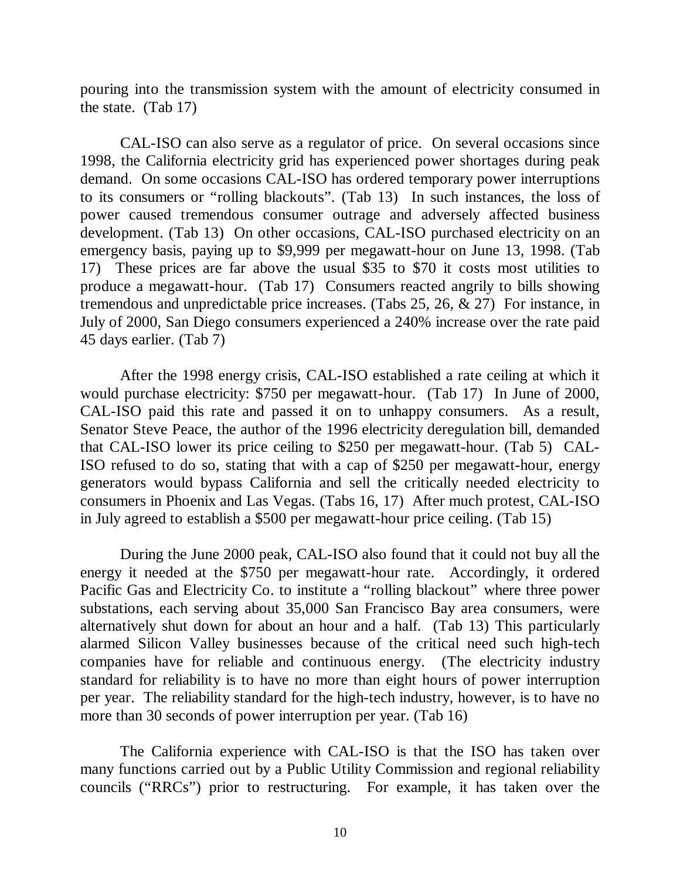pouring into the transmission system with the amount of electricity consumed in the state. (Tab 17)

CAL-ISO can also serve as a regulator of price. On several occasions since 1998, the California electricity grid has experienced power shortages during peak demand. On some occasions CAL-ISO has ordered temporary power interruptions to its consumers or "rolling blackouts". (Tab 13) In such instances, the loss of power caused tremendous consumer outrage and adversely affected business development. (Tab 13) On other occasions, CAL-ISO purchased electricity on an emergency basis, paying up to $9,999 per megawatt-hour on June 13, 1998. (Tab 17) These prices are far above the usual $35 to $70 it costs most utilities to produce a megawatt-hour. (Tab 17) Consumers reacted angrily to bills showing tremendous and unpredictable price increases. (Tabs 25, 26, & 27) For instance, in July of 2000, San Diego consumers experienced a 240% increase over the rate paid 45 days earlier. (Tab 7)

After the 1998 energy crisis, CAL-ISO established a rate ceiling at which it would purchase electricity: $750 per megawatt-hour. (Tab 17) In June of 2000, CAL-ISO paid this rate and passed it on to unhappy consumers. As a result, Senator Steve Peace, the author of the 1996 electricity deregulation bill, demanded that CAL-ISO lower its price ceiling to $250 per megawatt-hour. (Tab 5) CAL-ISO refused to do so, stating that with a cap of $250 per megawatt-hour, energy generators would bypass California and sell the critically needed electricity to consumers in Phoenix and Las Vegas. (Tabs 16, 17) After much protest, CAL-ISO in July agreed to establish a $500 per megawatt-hour price ceiling. (Tab 15)

During the June 2000 peak, CAL-ISO also found that it could not buy all the energy it needed at the $750 per megawatt-hour rate. Accordingly, it ordered Pacific Gas and Electricity Co. to institute a "rolling blackout" where three power substations, each serving about 35,000 San Francisco Bay area consumers, were alternatively shut down for about an hour and a half. (Tab 13) This particularly alarmed Silicon Valley businesses because of the critical need such high-tech companies have for reliable and continuous energy. (The electricity industry standard for reliability is to have no more than eight hours of power interruption per year. The reliability standard for the high-tech industry, however, is to have no more than 30 seconds of power interruption per year. (Tab 16)

The California experience with CAL-ISO is that the ISO has taken over many functions carried out by a Public Utility Commission and regional reliability councils ("RRCs") prior to restructuring. For example, it has taken over the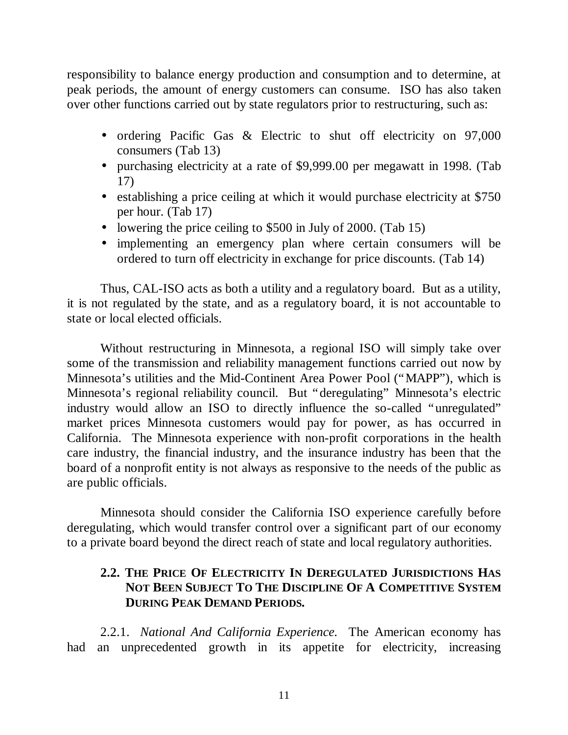responsibility to balance energy production and consumption and to determine, at peak periods, the amount of energy customers can consume. ISO has also taken over other functions carried out by state regulators prior to restructuring, such as:

- ordering Pacific Gas & Electric to shut off electricity on 97,000 consumers (Tab 13)
- purchasing electricity at a rate of $9,999.00 per megawatt in 1998. (Tab 17)
- establishing a price ceiling at which it would purchase electricity at $750 per hour. (Tab 17)
- lowering the price ceiling to $500 in July of 2000. (Tab 15)
- implementing an emergency plan where certain consumers will be ordered to turn off electricity in exchange for price discounts. (Tab 14)

Thus, CAL-ISO acts as both a utility and a regulatory board. But as a utility, it is not regulated by the state, and as a regulatory board, it is not accountable to state or local elected officials.

Without restructuring in Minnesota, a regional ISO will simply take over some of the transmission and reliability management functions carried out now by Minnesota's utilities and the Mid-Continent Area Power Pool ("MAPP"), which is Minnesota's regional reliability council. But "deregulating" Minnesota's electric industry would allow an ISO to directly influence the so-called "unregulated" market prices Minnesota customers would pay for power, as has occurred in California. The Minnesota experience with non-profit corporations in the health care industry, the financial industry, and the insurance industry has been that the board of a nonprofit entity is not always as responsive to the needs of the public as are public officials.

Minnesota should consider the California ISO experience carefully before deregulating, which would transfer control over a significant part of our economy to a private board beyond the direct reach of state and local regulatory authorities.

### 2.2. The Price Of Electricity In Deregulated Jurisdictions Has Not Been Subject To The Discipline Of A Competitive System During Peak Demand Periods.

2.2.1. *National And California Experience.* The American economy has had an unprecedented growth in its appetite for electricity, increasing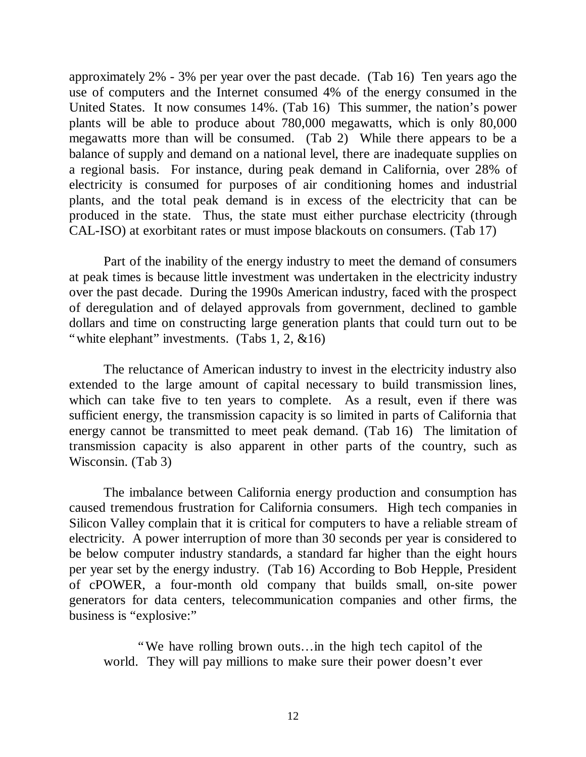approximately 2% - 3% per year over the past decade. (Tab 16) Ten years ago the use of computers and the Internet consumed 4% of the energy consumed in the United States. It now consumes 14%. (Tab 16) This summer, the nation's power plants will be able to produce about 780,000 megawatts, which is only 80,000 megawatts more than will be consumed. (Tab 2) While there appears to be a balance of supply and demand on a national level, there are inadequate supplies on a regional basis. For instance, during peak demand in California, over 28% of electricity is consumed for purposes of air conditioning homes and industrial plants, and the total peak demand is in excess of the electricity that can be produced in the state. Thus, the state must either purchase electricity (through CAL-ISO) at exorbitant rates or must impose blackouts on consumers. (Tab 17)

Part of the inability of the energy industry to meet the demand of consumers at peak times is because little investment was undertaken in the electricity industry over the past decade. During the 1990s American industry, faced with the prospect of deregulation and of delayed approvals from government, declined to gamble dollars and time on constructing large generation plants that could turn out to be "white elephant" investments. (Tabs 1, 2, &16)

The reluctance of American industry to invest in the electricity industry also extended to the large amount of capital necessary to build transmission lines, which can take five to ten years to complete. As a result, even if there was sufficient energy, the transmission capacity is so limited in parts of California that energy cannot be transmitted to meet peak demand. (Tab 16) The limitation of transmission capacity is also apparent in other parts of the country, such as Wisconsin. (Tab 3)

The imbalance between California energy production and consumption has caused tremendous frustration for California consumers. High tech companies in Silicon Valley complain that it is critical for computers to have a reliable stream of electricity. A power interruption of more than 30 seconds per year is considered to be below computer industry standards, a standard far higher than the eight hours per year set by the energy industry. (Tab 16) According to Bob Hepple, President of cPOWER, a four-month old company that builds small, on-site power generators for data centers, telecommunication companies and other firms, the business is "explosive:"

> "We have rolling brown outs…in the high tech capitol of the world. They will pay millions to make sure their power doesn't ever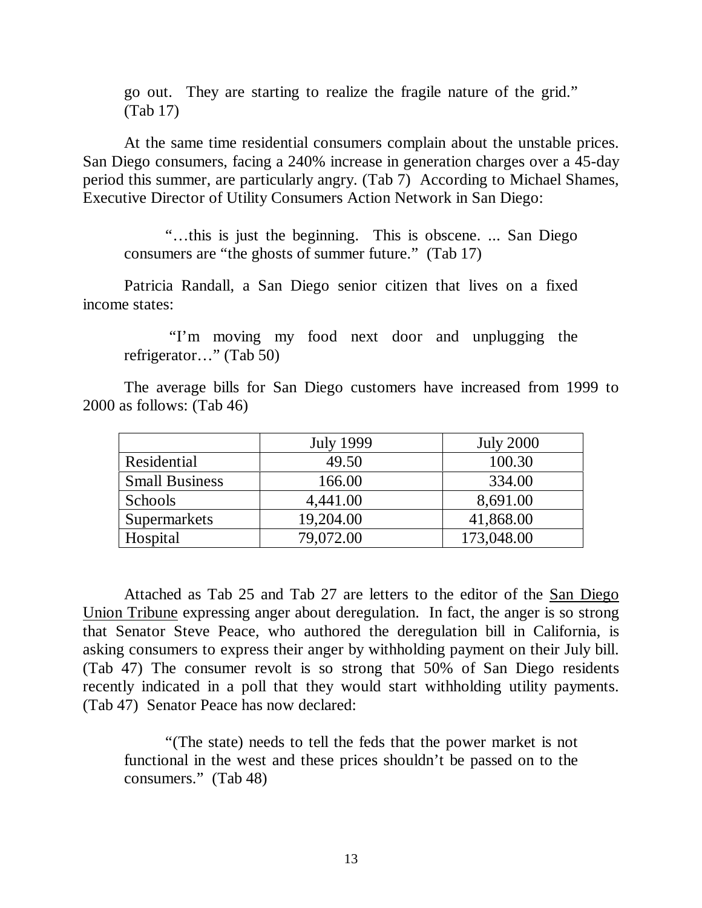go out. They are starting to realize the fragile nature of the grid." (Tab 17)

At the same time residential consumers complain about the unstable prices. San Diego consumers, facing a 240% increase in generation charges over a 45-day period this summer, are particularly angry. (Tab 7) According to Michael Shames, Executive Director of Utility Consumers Action Network in San Diego:

> "…this is just the beginning. This is obscene. ... San Diego consumers are "the ghosts of summer future." (Tab 17)

Patricia Randall, a San Diego senior citizen that lives on a fixed income states:

> "I'm moving my food next door and unplugging the refrigerator…" (Tab 50)

The average bills for San Diego customers have increased from 1999 to 2000 as follows: (Tab 46)

| | July 1999 | July 2000 |
|---|---|---|
| Residential | 49.50 | 100.30 |
| Small Business | 166.00 | 334.00 |
| Schools | 4,441.00 | 8,691.00 |
| Supermarkets | 19,204.00 | 41,868.00 |
| Hospital | 79,072.00 | 173,048.00 |

Attached as Tab 25 and Tab 27 are letters to the editor of the San Diego Union Tribune expressing anger about deregulation. In fact, the anger is so strong that Senator Steve Peace, who authored the deregulation bill in California, is asking consumers to express their anger by withholding payment on their July bill. (Tab 47) The consumer revolt is so strong that 50% of San Diego residents recently indicated in a poll that they would start withholding utility payments. (Tab 47) Senator Peace has now declared:

> "(The state) needs to tell the feds that the power market is not functional in the west and these prices shouldn't be passed on to the consumers." (Tab 48)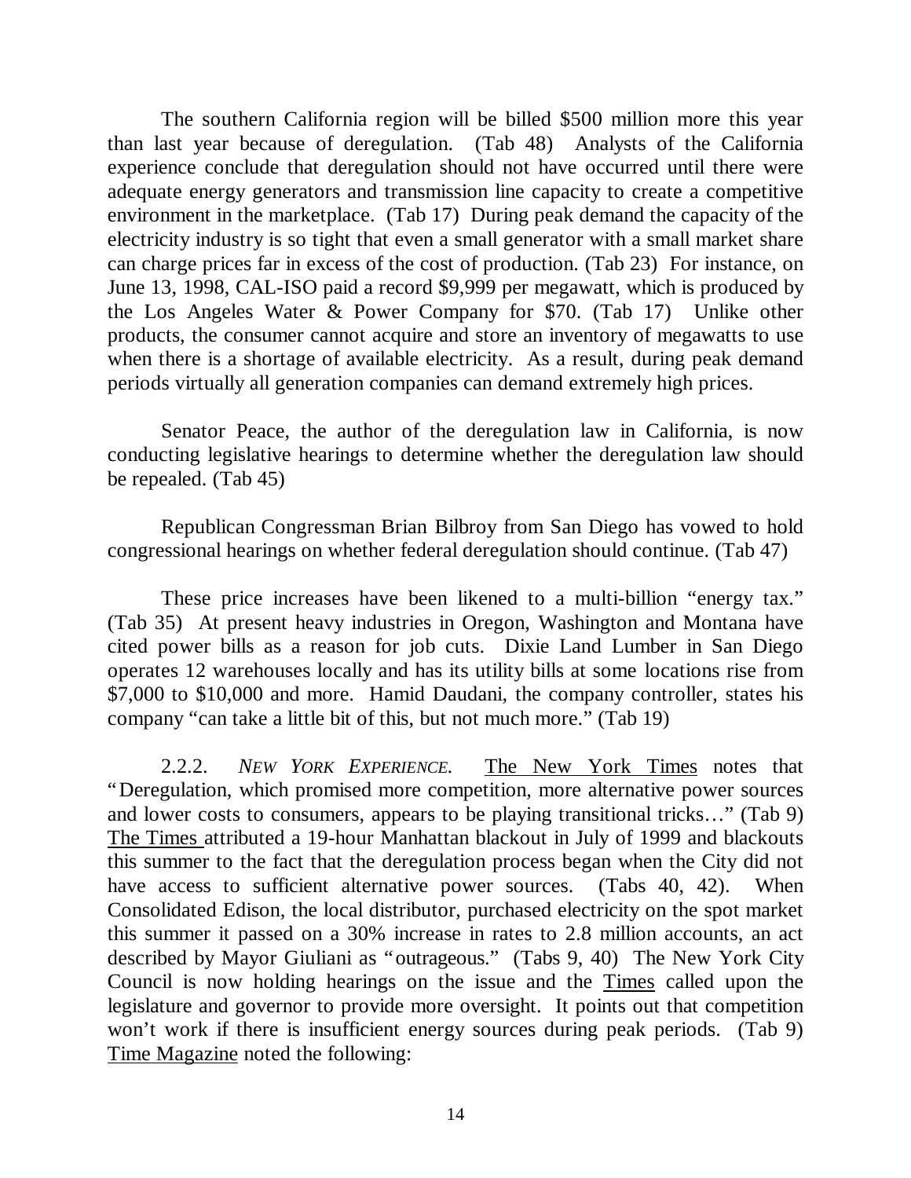The southern California region will be billed $500 million more this year than last year because of deregulation. (Tab 48) Analysts of the California experience conclude that deregulation should not have occurred until there were adequate energy generators and transmission line capacity to create a competitive environment in the marketplace. (Tab 17) During peak demand the capacity of the electricity industry is so tight that even a small generator with a small market share can charge prices far in excess of the cost of production. (Tab 23) For instance, on June 13, 1998, CAL-ISO paid a record $9,999 per megawatt, which is produced by the Los Angeles Water & Power Company for $70. (Tab 17) Unlike other products, the consumer cannot acquire and store an inventory of megawatts to use when there is a shortage of available electricity. As a result, during peak demand periods virtually all generation companies can demand extremely high prices.

Senator Peace, the author of the deregulation law in California, is now conducting legislative hearings to determine whether the deregulation law should be repealed. (Tab 45)

Republican Congressman Brian Bilbroy from San Diego has vowed to hold congressional hearings on whether federal deregulation should continue. (Tab 47)

These price increases have been likened to a multi-billion "energy tax." (Tab 35) At present heavy industries in Oregon, Washington and Montana have cited power bills as a reason for job cuts. Dixie Land Lumber in San Diego operates 12 warehouses locally and has its utility bills at some locations rise from $7,000 to $10,000 and more. Hamid Daudani, the company controller, states his company "can take a little bit of this, but not much more." (Tab 19)

2.2.2. *NEW YORK EXPERIENCE.* The New York Times notes that "Deregulation, which promised more competition, more alternative power sources and lower costs to consumers, appears to be playing transitional tricks…" (Tab 9) The Times attributed a 19-hour Manhattan blackout in July of 1999 and blackouts this summer to the fact that the deregulation process began when the City did not have access to sufficient alternative power sources. (Tabs 40, 42). When Consolidated Edison, the local distributor, purchased electricity on the spot market this summer it passed on a 30% increase in rates to 2.8 million accounts, an act described by Mayor Giuliani as "outrageous." (Tabs 9, 40) The New York City Council is now holding hearings on the issue and the Times called upon the legislature and governor to provide more oversight. It points out that competition won't work if there is insufficient energy sources during peak periods. (Tab 9) Time Magazine noted the following: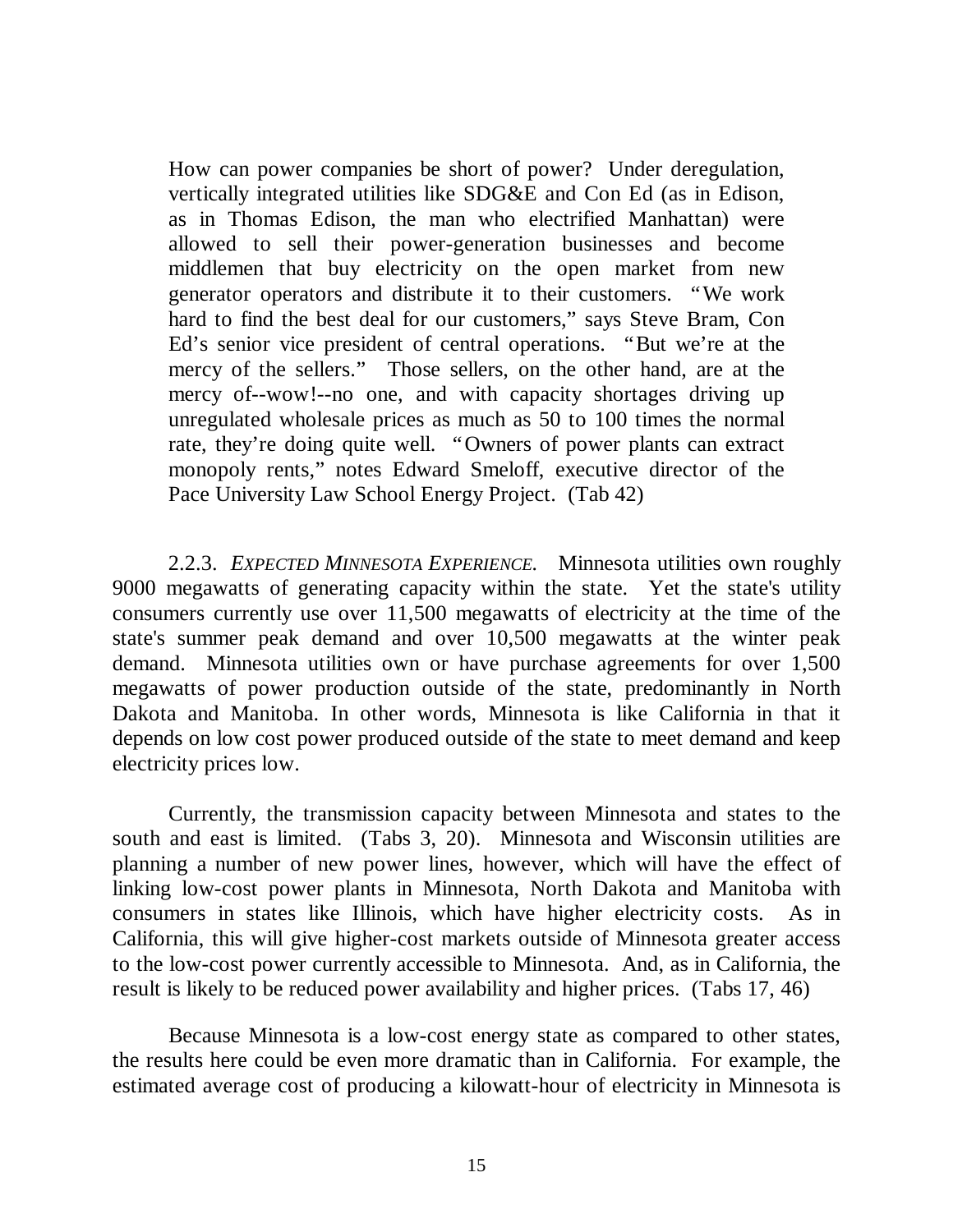> How can power companies be short of power? Under deregulation, vertically integrated utilities like SDG&E and Con Ed (as in Edison, as in Thomas Edison, the man who electrified Manhattan) were allowed to sell their power-generation businesses and become middlemen that buy electricity on the open market from new generator operators and distribute it to their customers. "We work hard to find the best deal for our customers," says Steve Bram, Con Ed's senior vice president of central operations. "But we're at the mercy of the sellers." Those sellers, on the other hand, are at the mercy of--wow!--no one, and with capacity shortages driving up unregulated wholesale prices as much as 50 to 100 times the normal rate, they're doing quite well. "Owners of power plants can extract monopoly rents," notes Edward Smeloff, executive director of the Pace University Law School Energy Project. (Tab 42)

2.2.3. *EXPECTED MINNESOTA EXPERIENCE.* Minnesota utilities own roughly 9000 megawatts of generating capacity within the state. Yet the state's utility consumers currently use over 11,500 megawatts of electricity at the time of the state's summer peak demand and over 10,500 megawatts at the winter peak demand. Minnesota utilities own or have purchase agreements for over 1,500 megawatts of power production outside of the state, predominantly in North Dakota and Manitoba. In other words, Minnesota is like California in that it depends on low cost power produced outside of the state to meet demand and keep electricity prices low.

Currently, the transmission capacity between Minnesota and states to the south and east is limited. (Tabs 3, 20). Minnesota and Wisconsin utilities are planning a number of new power lines, however, which will have the effect of linking low-cost power plants in Minnesota, North Dakota and Manitoba with consumers in states like Illinois, which have higher electricity costs. As in California, this will give higher-cost markets outside of Minnesota greater access to the low-cost power currently accessible to Minnesota. And, as in California, the result is likely to be reduced power availability and higher prices. (Tabs 17, 46)

Because Minnesota is a low-cost energy state as compared to other states, the results here could be even more dramatic than in California. For example, the estimated average cost of producing a kilowatt-hour of electricity in Minnesota is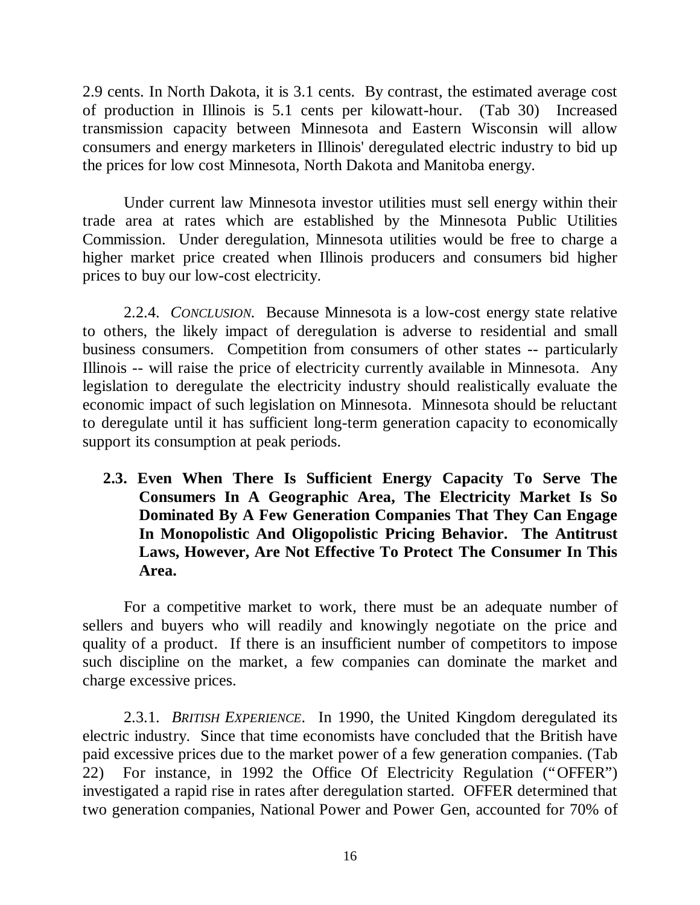2.9 cents. In North Dakota, it is 3.1 cents. By contrast, the estimated average cost of production in Illinois is 5.1 cents per kilowatt-hour. (Tab 30) Increased transmission capacity between Minnesota and Eastern Wisconsin will allow consumers and energy marketers in Illinois' deregulated electric industry to bid up the prices for low cost Minnesota, North Dakota and Manitoba energy.

Under current law Minnesota investor utilities must sell energy within their trade area at rates which are established by the Minnesota Public Utilities Commission. Under deregulation, Minnesota utilities would be free to charge a higher market price created when Illinois producers and consumers bid higher prices to buy our low-cost electricity.

2.2.4. *CONCLUSION.* Because Minnesota is a low-cost energy state relative to others, the likely impact of deregulation is adverse to residential and small business consumers. Competition from consumers of other states -- particularly Illinois -- will raise the price of electricity currently available in Minnesota. Any legislation to deregulate the electricity industry should realistically evaluate the economic impact of such legislation on Minnesota. Minnesota should be reluctant to deregulate until it has sufficient long-term generation capacity to economically support its consumption at peak periods.

### 2.3. Even When There Is Sufficient Energy Capacity To Serve The Consumers In A Geographic Area, The Electricity Market Is So Dominated By A Few Generation Companies That They Can Engage In Monopolistic And Oligopolistic Pricing Behavior. The Antitrust Laws, However, Are Not Effective To Protect The Consumer In This Area.

For a competitive market to work, there must be an adequate number of sellers and buyers who will readily and knowingly negotiate on the price and quality of a product. If there is an insufficient number of competitors to impose such discipline on the market, a few companies can dominate the market and charge excessive prices.

2.3.1. *BRITISH EXPERIENCE*. In 1990, the United Kingdom deregulated its electric industry. Since that time economists have concluded that the British have paid excessive prices due to the market power of a few generation companies. (Tab 22) For instance, in 1992 the Office Of Electricity Regulation ("OFFER") investigated a rapid rise in rates after deregulation started. OFFER determined that two generation companies, National Power and Power Gen, accounted for 70% of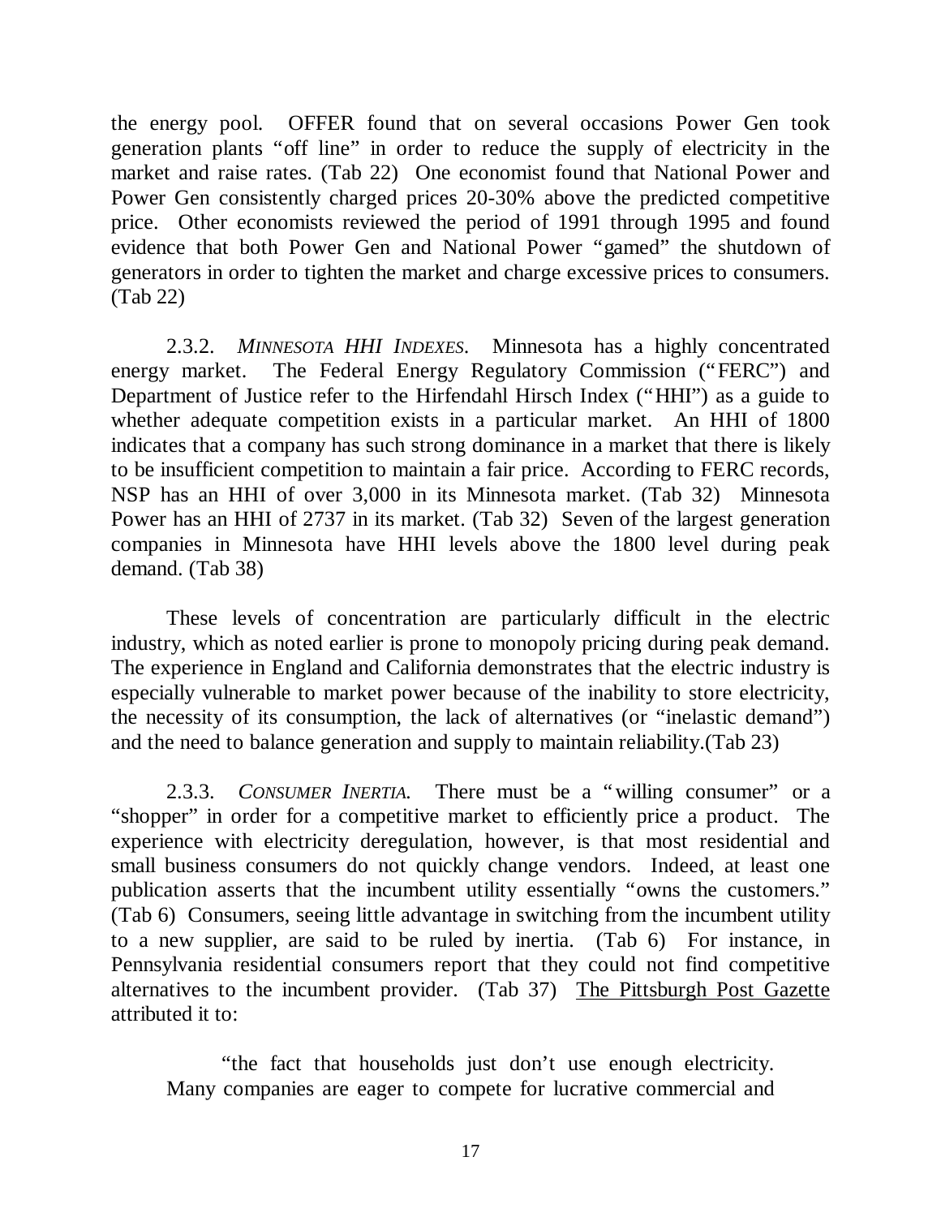the energy pool. OFFER found that on several occasions Power Gen took generation plants "off line" in order to reduce the supply of electricity in the market and raise rates. (Tab 22) One economist found that National Power and Power Gen consistently charged prices 20-30% above the predicted competitive price. Other economists reviewed the period of 1991 through 1995 and found evidence that both Power Gen and National Power "gamed" the shutdown of generators in order to tighten the market and charge excessive prices to consumers. (Tab 22)

2.3.2. *MINNESOTA HHI INDEXES*. Minnesota has a highly concentrated energy market. The Federal Energy Regulatory Commission ("FERC") and Department of Justice refer to the Hirfendahl Hirsch Index ("HHI") as a guide to whether adequate competition exists in a particular market. An HHI of 1800 indicates that a company has such strong dominance in a market that there is likely to be insufficient competition to maintain a fair price. According to FERC records, NSP has an HHI of over 3,000 in its Minnesota market. (Tab 32) Minnesota Power has an HHI of 2737 in its market. (Tab 32) Seven of the largest generation companies in Minnesota have HHI levels above the 1800 level during peak demand. (Tab 38)

These levels of concentration are particularly difficult in the electric industry, which as noted earlier is prone to monopoly pricing during peak demand. The experience in England and California demonstrates that the electric industry is especially vulnerable to market power because of the inability to store electricity, the necessity of its consumption, the lack of alternatives (or "inelastic demand") and the need to balance generation and supply to maintain reliability.(Tab 23)

2.3.3. *CONSUMER INERTIA*. There must be a "willing consumer" or a "shopper" in order for a competitive market to efficiently price a product. The experience with electricity deregulation, however, is that most residential and small business consumers do not quickly change vendors. Indeed, at least one publication asserts that the incumbent utility essentially "owns the customers." (Tab 6) Consumers, seeing little advantage in switching from the incumbent utility to a new supplier, are said to be ruled by inertia. (Tab 6) For instance, in Pennsylvania residential consumers report that they could not find competitive alternatives to the incumbent provider. (Tab 37) The Pittsburgh Post Gazette attributed it to:

> "the fact that households just don't use enough electricity. Many companies are eager to compete for lucrative commercial and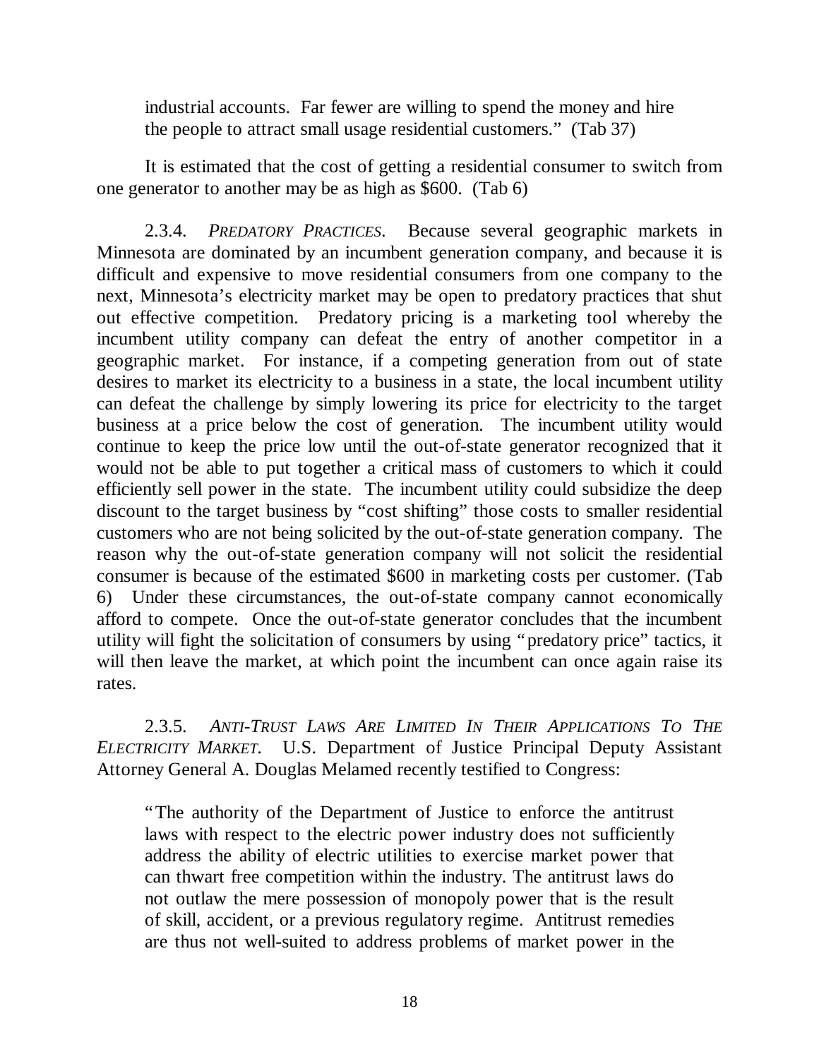> industrial accounts. Far fewer are willing to spend the money and hire the people to attract small usage residential customers." (Tab 37)

It is estimated that the cost of getting a residential consumer to switch from one generator to another may be as high as $600. (Tab 6)

2.3.4. *Predatory Practices.* Because several geographic markets in Minnesota are dominated by an incumbent generation company, and because it is difficult and expensive to move residential consumers from one company to the next, Minnesota's electricity market may be open to predatory practices that shut out effective competition. Predatory pricing is a marketing tool whereby the incumbent utility company can defeat the entry of another competitor in a geographic market. For instance, if a competing generation from out of state desires to market its electricity to a business in a state, the local incumbent utility can defeat the challenge by simply lowering its price for electricity to the target business at a price below the cost of generation. The incumbent utility would continue to keep the price low until the out-of-state generator recognized that it would not be able to put together a critical mass of customers to which it could efficiently sell power in the state. The incumbent utility could subsidize the deep discount to the target business by "cost shifting" those costs to smaller residential customers who are not being solicited by the out-of-state generation company. The reason why the out-of-state generation company will not solicit the residential consumer is because of the estimated $600 in marketing costs per customer. (Tab 6) Under these circumstances, the out-of-state company cannot economically afford to compete. Once the out-of-state generator concludes that the incumbent utility will fight the solicitation of consumers by using "predatory price" tactics, it will then leave the market, at which point the incumbent can once again raise its rates.

2.3.5. *Anti-Trust Laws Are Limited In Their Applications To The Electricity Market.* U.S. Department of Justice Principal Deputy Assistant Attorney General A. Douglas Melamed recently testified to Congress:

> "The authority of the Department of Justice to enforce the antitrust laws with respect to the electric power industry does not sufficiently address the ability of electric utilities to exercise market power that can thwart free competition within the industry. The antitrust laws do not outlaw the mere possession of monopoly power that is the result of skill, accident, or a previous regulatory regime. Antitrust remedies are thus not well-suited to address problems of market power in the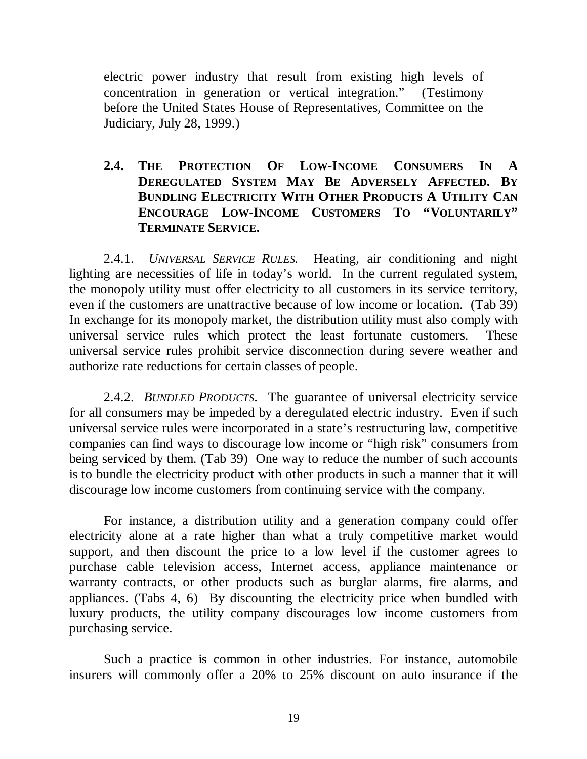electric power industry that result from existing high levels of concentration in generation or vertical integration." (Testimony before the United States House of Representatives, Committee on the Judiciary, July 28, 1999.)

## 2.4. The Protection Of Low-Income Consumers In A Deregulated System May Be Adversely Affected. By Bundling Electricity With Other Products A Utility Can Encourage Low-Income Customers To "Voluntarily" Terminate Service.

2.4.1. *Universal Service Rules.* Heating, air conditioning and night lighting are necessities of life in today's world. In the current regulated system, the monopoly utility must offer electricity to all customers in its service territory, even if the customers are unattractive because of low income or location. (Tab 39) In exchange for its monopoly market, the distribution utility must also comply with universal service rules which protect the least fortunate customers. These universal service rules prohibit service disconnection during severe weather and authorize rate reductions for certain classes of people.

2.4.2. *Bundled Products.* The guarantee of universal electricity service for all consumers may be impeded by a deregulated electric industry. Even if such universal service rules were incorporated in a state's restructuring law, competitive companies can find ways to discourage low income or "high risk" consumers from being serviced by them. (Tab 39) One way to reduce the number of such accounts is to bundle the electricity product with other products in such a manner that it will discourage low income customers from continuing service with the company.

For instance, a distribution utility and a generation company could offer electricity alone at a rate higher than what a truly competitive market would support, and then discount the price to a low level if the customer agrees to purchase cable television access, Internet access, appliance maintenance or warranty contracts, or other products such as burglar alarms, fire alarms, and appliances. (Tabs 4, 6) By discounting the electricity price when bundled with luxury products, the utility company discourages low income customers from purchasing service.

Such a practice is common in other industries. For instance, automobile insurers will commonly offer a 20% to 25% discount on auto insurance if the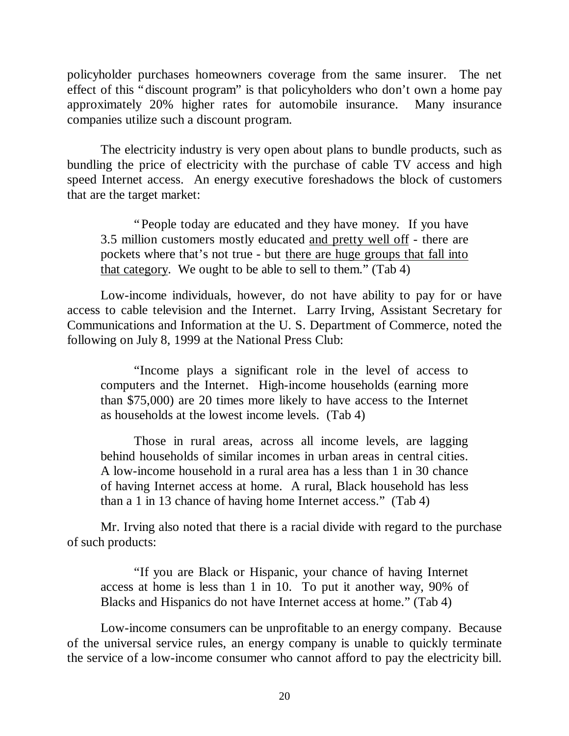policyholder purchases homeowners coverage from the same insurer. The net effect of this "discount program" is that policyholders who don't own a home pay approximately 20% higher rates for automobile insurance. Many insurance companies utilize such a discount program.

The electricity industry is very open about plans to bundle products, such as bundling the price of electricity with the purchase of cable TV access and high speed Internet access. An energy executive foreshadows the block of customers that are the target market:

> "People today are educated and they have money. If you have 3.5 million customers mostly educated <u>and pretty well off</u> - there are pockets where that's not true - but <u>there are huge groups that fall into that category</u>. We ought to be able to sell to them." (Tab 4)

Low-income individuals, however, do not have ability to pay for or have access to cable television and the Internet. Larry Irving, Assistant Secretary for Communications and Information at the U. S. Department of Commerce, noted the following on July 8, 1999 at the National Press Club:

> "Income plays a significant role in the level of access to computers and the Internet. High-income households (earning more than $75,000) are 20 times more likely to have access to the Internet as households at the lowest income levels. (Tab 4)
>
> Those in rural areas, across all income levels, are lagging behind households of similar incomes in urban areas in central cities. A low-income household in a rural area has a less than 1 in 30 chance of having Internet access at home. A rural, Black household has less than a 1 in 13 chance of having home Internet access." (Tab 4)

Mr. Irving also noted that there is a racial divide with regard to the purchase of such products:

> "If you are Black or Hispanic, your chance of having Internet access at home is less than 1 in 10. To put it another way, 90% of Blacks and Hispanics do not have Internet access at home." (Tab 4)

Low-income consumers can be unprofitable to an energy company. Because of the universal service rules, an energy company is unable to quickly terminate the service of a low-income consumer who cannot afford to pay the electricity bill.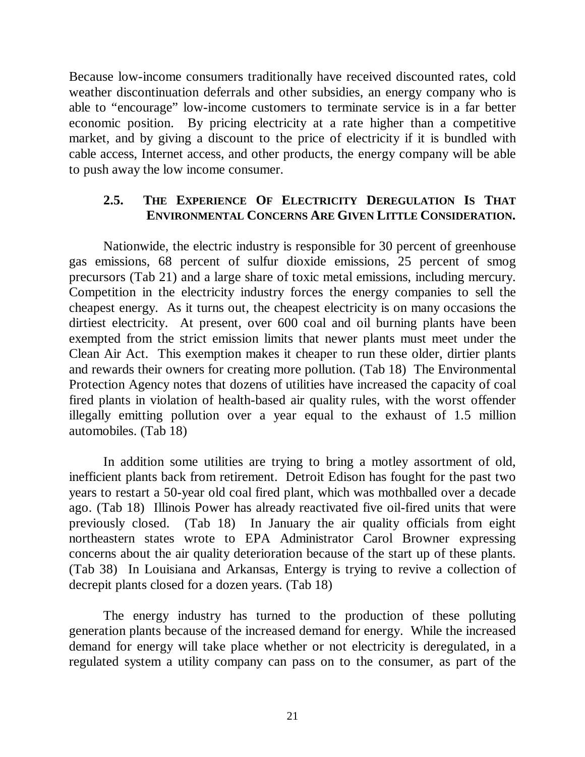Because low-income consumers traditionally have received discounted rates, cold weather discontinuation deferrals and other subsidies, an energy company who is able to "encourage" low-income customers to terminate service is in a far better economic position. By pricing electricity at a rate higher than a competitive market, and by giving a discount to the price of electricity if it is bundled with cable access, Internet access, and other products, the energy company will be able to push away the low income consumer.

### 2.5. THE EXPERIENCE OF ELECTRICITY DEREGULATION IS THAT ENVIRONMENTAL CONCERNS ARE GIVEN LITTLE CONSIDERATION.

Nationwide, the electric industry is responsible for 30 percent of greenhouse gas emissions, 68 percent of sulfur dioxide emissions, 25 percent of smog precursors (Tab 21) and a large share of toxic metal emissions, including mercury. Competition in the electricity industry forces the energy companies to sell the cheapest energy. As it turns out, the cheapest electricity is on many occasions the dirtiest electricity. At present, over 600 coal and oil burning plants have been exempted from the strict emission limits that newer plants must meet under the Clean Air Act. This exemption makes it cheaper to run these older, dirtier plants and rewards their owners for creating more pollution. (Tab 18) The Environmental Protection Agency notes that dozens of utilities have increased the capacity of coal fired plants in violation of health-based air quality rules, with the worst offender illegally emitting pollution over a year equal to the exhaust of 1.5 million automobiles. (Tab 18)

In addition some utilities are trying to bring a motley assortment of old, inefficient plants back from retirement. Detroit Edison has fought for the past two years to restart a 50-year old coal fired plant, which was mothballed over a decade ago. (Tab 18) Illinois Power has already reactivated five oil-fired units that were previously closed. (Tab 18) In January the air quality officials from eight northeastern states wrote to EPA Administrator Carol Browner expressing concerns about the air quality deterioration because of the start up of these plants. (Tab 38) In Louisiana and Arkansas, Entergy is trying to revive a collection of decrepit plants closed for a dozen years. (Tab 18)

The energy industry has turned to the production of these polluting generation plants because of the increased demand for energy. While the increased demand for energy will take place whether or not electricity is deregulated, in a regulated system a utility company can pass on to the consumer, as part of the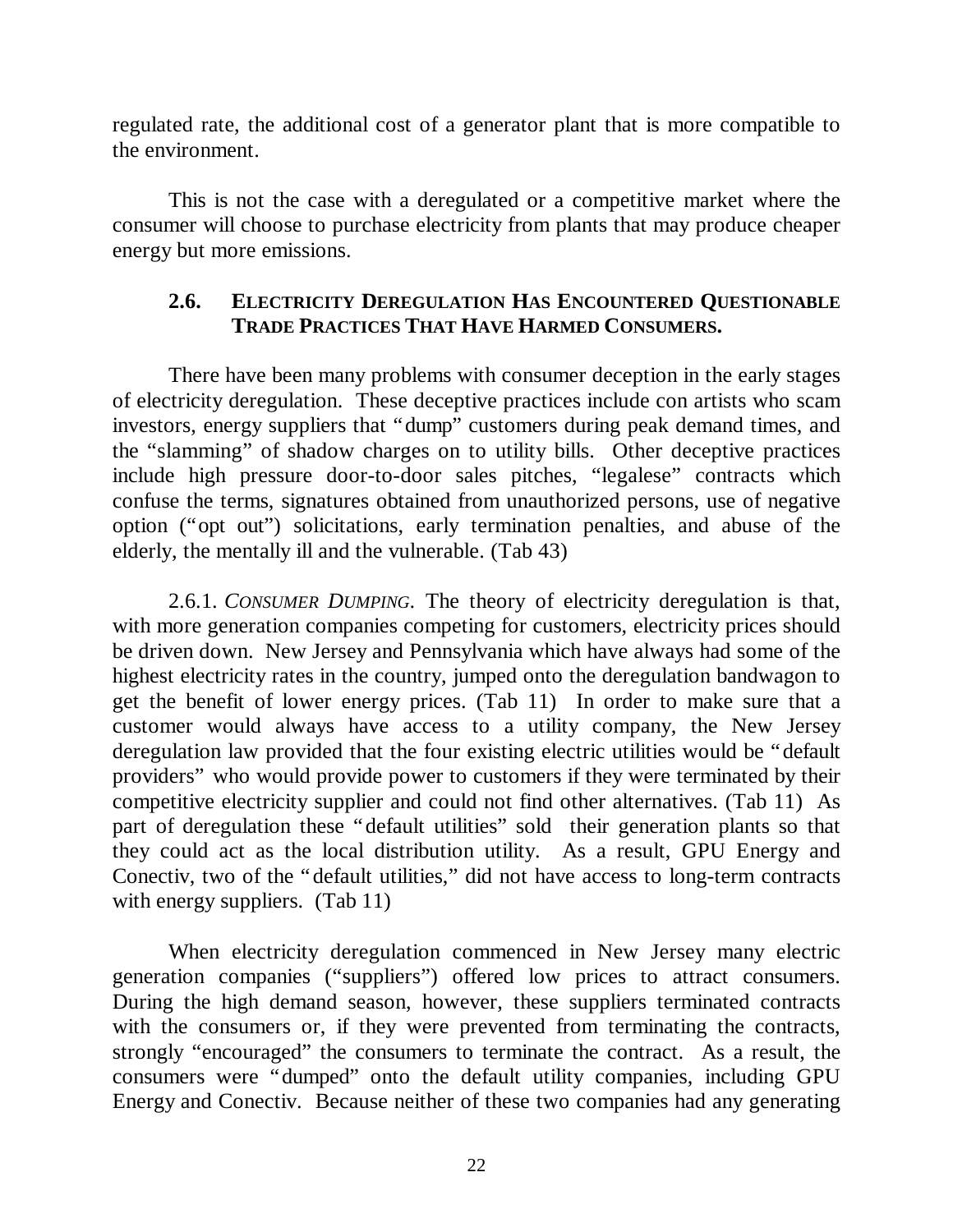regulated rate, the additional cost of a generator plant that is more compatible to the environment.

This is not the case with a deregulated or a competitive market where the consumer will choose to purchase electricity from plants that may produce cheaper energy but more emissions.

### 2.6. ELECTRICITY DEREGULATION HAS ENCOUNTERED QUESTIONABLE TRADE PRACTICES THAT HAVE HARMED CONSUMERS.

There have been many problems with consumer deception in the early stages of electricity deregulation. These deceptive practices include con artists who scam investors, energy suppliers that "dump" customers during peak demand times, and the "slamming" of shadow charges on to utility bills. Other deceptive practices include high pressure door-to-door sales pitches, "legalese" contracts which confuse the terms, signatures obtained from unauthorized persons, use of negative option ("opt out") solicitations, early termination penalties, and abuse of the elderly, the mentally ill and the vulnerable. (Tab 43)

2.6.1. *CONSUMER DUMPING*. The theory of electricity deregulation is that, with more generation companies competing for customers, electricity prices should be driven down. New Jersey and Pennsylvania which have always had some of the highest electricity rates in the country, jumped onto the deregulation bandwagon to get the benefit of lower energy prices. (Tab 11) In order to make sure that a customer would always have access to a utility company, the New Jersey deregulation law provided that the four existing electric utilities would be "default providers" who would provide power to customers if they were terminated by their competitive electricity supplier and could not find other alternatives. (Tab 11) As part of deregulation these "default utilities" sold their generation plants so that they could act as the local distribution utility. As a result, GPU Energy and Conectiv, two of the "default utilities," did not have access to long-term contracts with energy suppliers. (Tab 11)

When electricity deregulation commenced in New Jersey many electric generation companies ("suppliers") offered low prices to attract consumers. During the high demand season, however, these suppliers terminated contracts with the consumers or, if they were prevented from terminating the contracts, strongly "encouraged" the consumers to terminate the contract. As a result, the consumers were "dumped" onto the default utility companies, including GPU Energy and Conectiv. Because neither of these two companies had any generating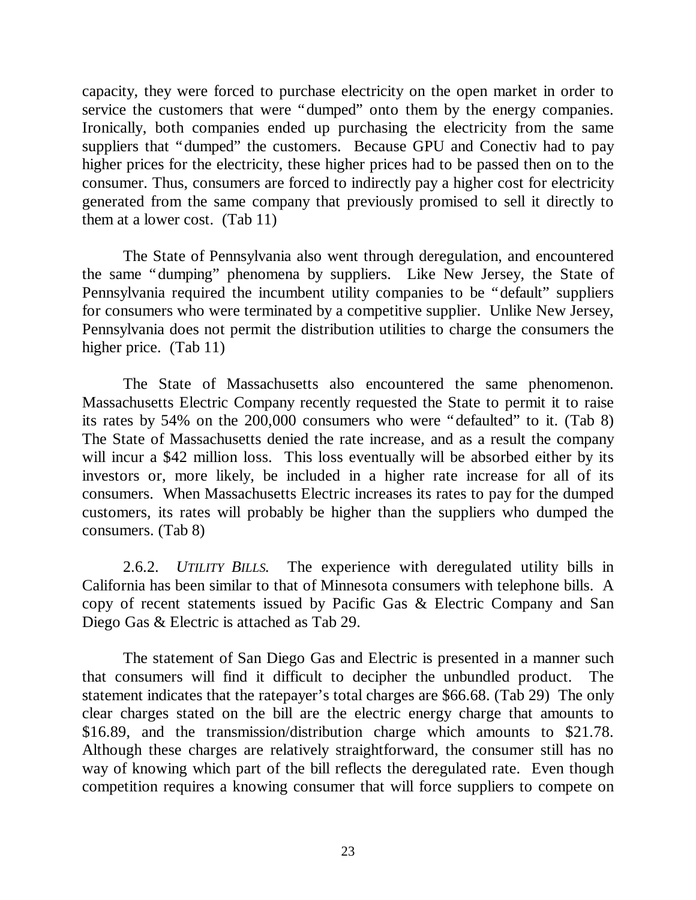capacity, they were forced to purchase electricity on the open market in order to service the customers that were "dumped" onto them by the energy companies. Ironically, both companies ended up purchasing the electricity from the same suppliers that "dumped" the customers. Because GPU and Conectiv had to pay higher prices for the electricity, these higher prices had to be passed then on to the consumer. Thus, consumers are forced to indirectly pay a higher cost for electricity generated from the same company that previously promised to sell it directly to them at a lower cost. (Tab 11)

The State of Pennsylvania also went through deregulation, and encountered the same "dumping" phenomena by suppliers. Like New Jersey, the State of Pennsylvania required the incumbent utility companies to be "default" suppliers for consumers who were terminated by a competitive supplier. Unlike New Jersey, Pennsylvania does not permit the distribution utilities to charge the consumers the higher price. (Tab 11)

The State of Massachusetts also encountered the same phenomenon. Massachusetts Electric Company recently requested the State to permit it to raise its rates by 54% on the 200,000 consumers who were "defaulted" to it. (Tab 8) The State of Massachusetts denied the rate increase, and as a result the company will incur a $42 million loss. This loss eventually will be absorbed either by its investors or, more likely, be included in a higher rate increase for all of its consumers. When Massachusetts Electric increases its rates to pay for the dumped customers, its rates will probably be higher than the suppliers who dumped the consumers. (Tab 8)

2.6.2. *UTILITY BILLS.* The experience with deregulated utility bills in California has been similar to that of Minnesota consumers with telephone bills. A copy of recent statements issued by Pacific Gas & Electric Company and San Diego Gas & Electric is attached as Tab 29.

The statement of San Diego Gas and Electric is presented in a manner such that consumers will find it difficult to decipher the unbundled product. The statement indicates that the ratepayer's total charges are $66.68. (Tab 29) The only clear charges stated on the bill are the electric energy charge that amounts to $16.89, and the transmission/distribution charge which amounts to $21.78. Although these charges are relatively straightforward, the consumer still has no way of knowing which part of the bill reflects the deregulated rate. Even though competition requires a knowing consumer that will force suppliers to compete on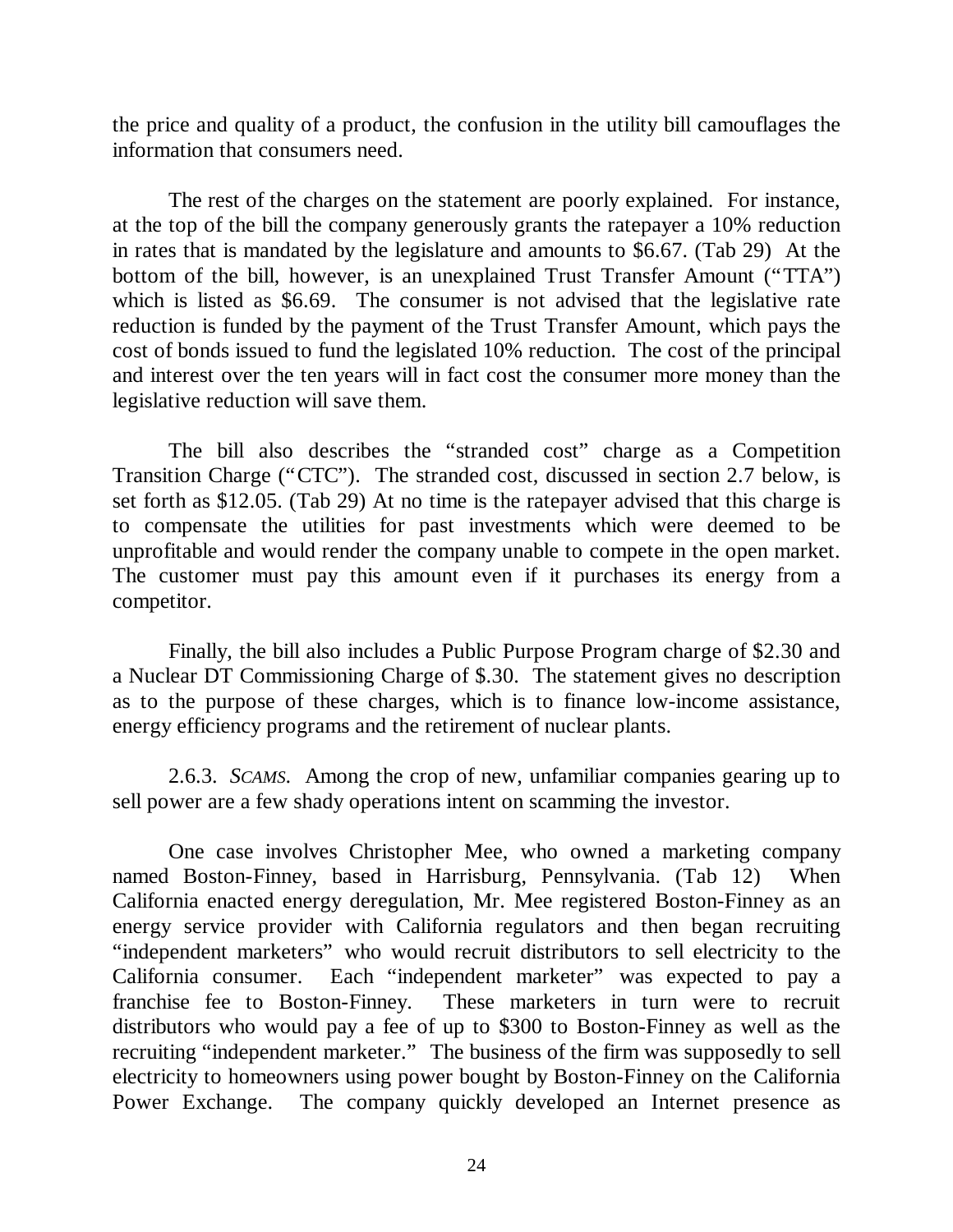the price and quality of a product, the confusion in the utility bill camouflages the information that consumers need.

The rest of the charges on the statement are poorly explained. For instance, at the top of the bill the company generously grants the ratepayer a 10% reduction in rates that is mandated by the legislature and amounts to $6.67. (Tab 29) At the bottom of the bill, however, is an unexplained Trust Transfer Amount ("TTA") which is listed as $6.69. The consumer is not advised that the legislative rate reduction is funded by the payment of the Trust Transfer Amount, which pays the cost of bonds issued to fund the legislated 10% reduction. The cost of the principal and interest over the ten years will in fact cost the consumer more money than the legislative reduction will save them.

The bill also describes the "stranded cost" charge as a Competition Transition Charge ("CTC"). The stranded cost, discussed in section 2.7 below, is set forth as $12.05. (Tab 29) At no time is the ratepayer advised that this charge is to compensate the utilities for past investments which were deemed to be unprofitable and would render the company unable to compete in the open market. The customer must pay this amount even if it purchases its energy from a competitor.

Finally, the bill also includes a Public Purpose Program charge of $2.30 and a Nuclear DT Commissioning Charge of $.30. The statement gives no description as to the purpose of these charges, which is to finance low-income assistance, energy efficiency programs and the retirement of nuclear plants.

2.6.3. *SCAMS.* Among the crop of new, unfamiliar companies gearing up to sell power are a few shady operations intent on scamming the investor.

One case involves Christopher Mee, who owned a marketing company named Boston-Finney, based in Harrisburg, Pennsylvania. (Tab 12) When California enacted energy deregulation, Mr. Mee registered Boston-Finney as an energy service provider with California regulators and then began recruiting "independent marketers" who would recruit distributors to sell electricity to the California consumer. Each "independent marketer" was expected to pay a franchise fee to Boston-Finney. These marketers in turn were to recruit distributors who would pay a fee of up to $300 to Boston-Finney as well as the recruiting "independent marketer." The business of the firm was supposedly to sell electricity to homeowners using power bought by Boston-Finney on the California Power Exchange. The company quickly developed an Internet presence as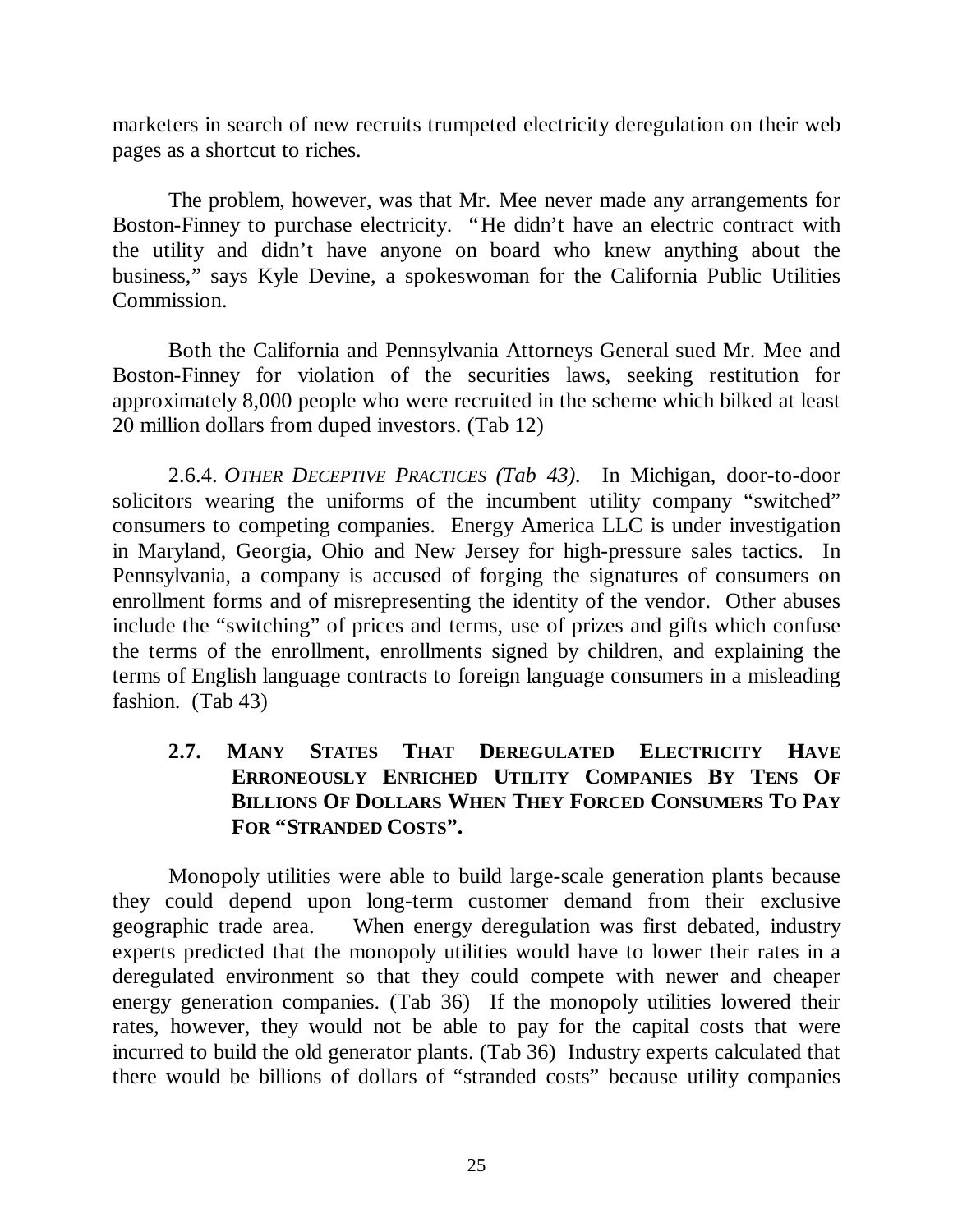marketers in search of new recruits trumpeted electricity deregulation on their web pages as a shortcut to riches.

The problem, however, was that Mr. Mee never made any arrangements for Boston-Finney to purchase electricity. "He didn't have an electric contract with the utility and didn't have anyone on board who knew anything about the business," says Kyle Devine, a spokeswoman for the California Public Utilities Commission.

Both the California and Pennsylvania Attorneys General sued Mr. Mee and Boston-Finney for violation of the securities laws, seeking restitution for approximately 8,000 people who were recruited in the scheme which bilked at least 20 million dollars from duped investors. (Tab 12)

2.6.4. *OTHER DECEPTIVE PRACTICES (Tab 43).* In Michigan, door-to-door solicitors wearing the uniforms of the incumbent utility company "switched" consumers to competing companies. Energy America LLC is under investigation in Maryland, Georgia, Ohio and New Jersey for high-pressure sales tactics. In Pennsylvania, a company is accused of forging the signatures of consumers on enrollment forms and of misrepresenting the identity of the vendor. Other abuses include the "switching" of prices and terms, use of prizes and gifts which confuse the terms of the enrollment, enrollments signed by children, and explaining the terms of English language contracts to foreign language consumers in a misleading fashion. (Tab 43)

### 2.7. MANY STATES THAT DEREGULATED ELECTRICITY HAVE ERRONEOUSLY ENRICHED UTILITY COMPANIES BY TENS OF BILLIONS OF DOLLARS WHEN THEY FORCED CONSUMERS TO PAY FOR "STRANDED COSTS".

Monopoly utilities were able to build large-scale generation plants because they could depend upon long-term customer demand from their exclusive geographic trade area. When energy deregulation was first debated, industry experts predicted that the monopoly utilities would have to lower their rates in a deregulated environment so that they could compete with newer and cheaper energy generation companies. (Tab 36) If the monopoly utilities lowered their rates, however, they would not be able to pay for the capital costs that were incurred to build the old generator plants. (Tab 36) Industry experts calculated that there would be billions of dollars of "stranded costs" because utility companies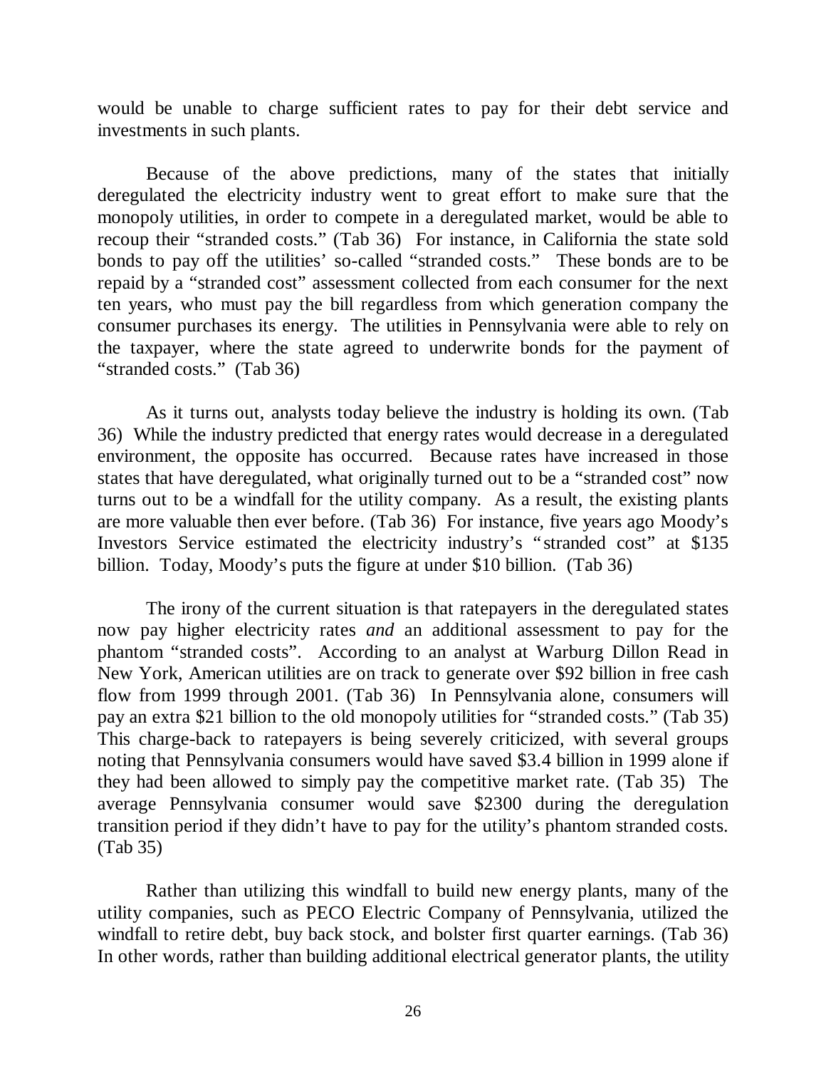would be unable to charge sufficient rates to pay for their debt service and investments in such plants.

Because of the above predictions, many of the states that initially deregulated the electricity industry went to great effort to make sure that the monopoly utilities, in order to compete in a deregulated market, would be able to recoup their "stranded costs." (Tab 36) For instance, in California the state sold bonds to pay off the utilities' so-called "stranded costs." These bonds are to be repaid by a "stranded cost" assessment collected from each consumer for the next ten years, who must pay the bill regardless from which generation company the consumer purchases its energy. The utilities in Pennsylvania were able to rely on the taxpayer, where the state agreed to underwrite bonds for the payment of "stranded costs." (Tab 36)

As it turns out, analysts today believe the industry is holding its own. (Tab 36) While the industry predicted that energy rates would decrease in a deregulated environment, the opposite has occurred. Because rates have increased in those states that have deregulated, what originally turned out to be a "stranded cost" now turns out to be a windfall for the utility company. As a result, the existing plants are more valuable then ever before. (Tab 36) For instance, five years ago Moody's Investors Service estimated the electricity industry's "stranded cost" at $135 billion. Today, Moody's puts the figure at under $10 billion. (Tab 36)

The irony of the current situation is that ratepayers in the deregulated states now pay higher electricity rates *and* an additional assessment to pay for the phantom "stranded costs". According to an analyst at Warburg Dillon Read in New York, American utilities are on track to generate over $92 billion in free cash flow from 1999 through 2001. (Tab 36) In Pennsylvania alone, consumers will pay an extra $21 billion to the old monopoly utilities for "stranded costs." (Tab 35) This charge-back to ratepayers is being severely criticized, with several groups noting that Pennsylvania consumers would have saved $3.4 billion in 1999 alone if they had been allowed to simply pay the competitive market rate. (Tab 35) The average Pennsylvania consumer would save $2300 during the deregulation transition period if they didn't have to pay for the utility's phantom stranded costs. (Tab 35)

Rather than utilizing this windfall to build new energy plants, many of the utility companies, such as PECO Electric Company of Pennsylvania, utilized the windfall to retire debt, buy back stock, and bolster first quarter earnings. (Tab 36) In other words, rather than building additional electrical generator plants, the utility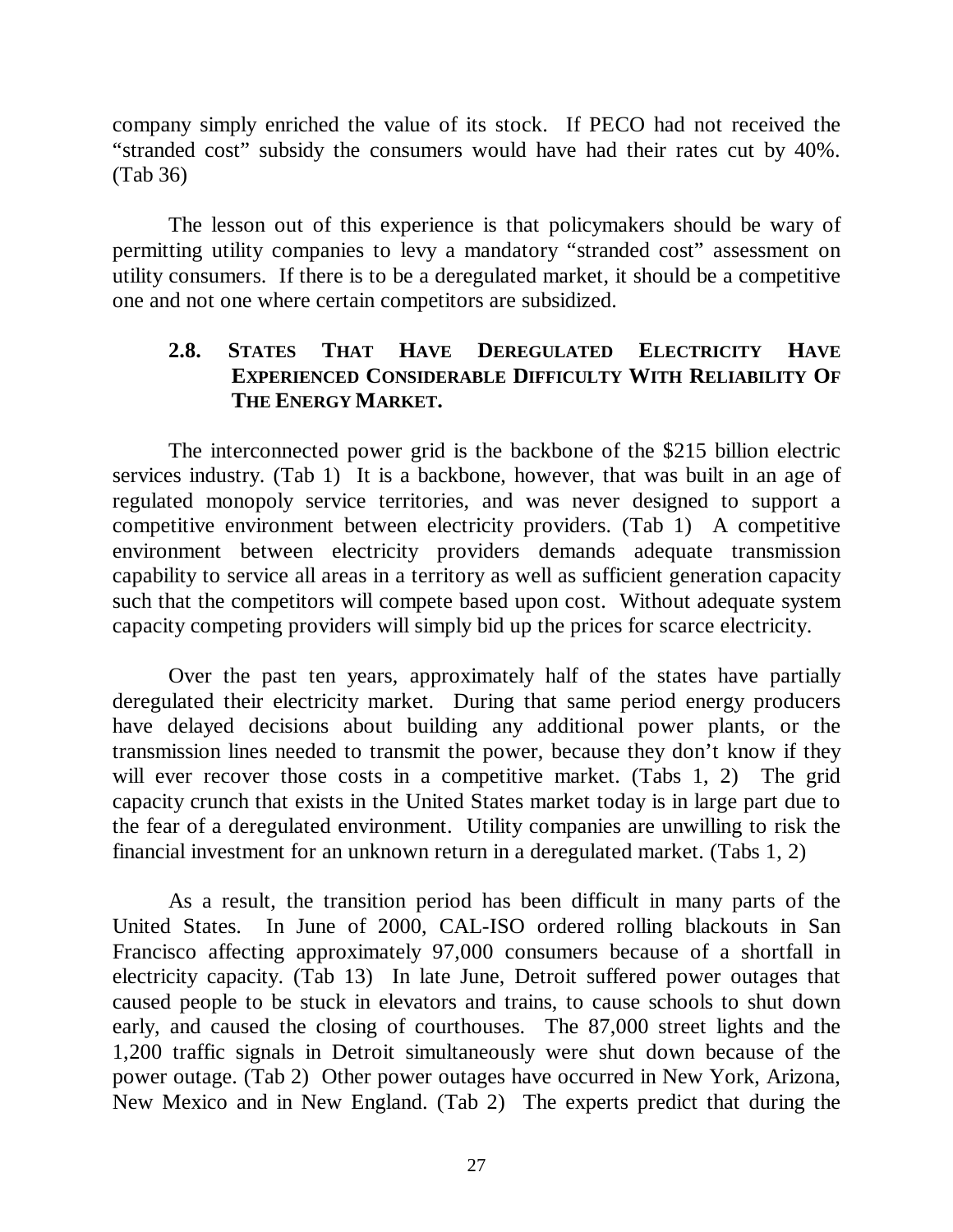company simply enriched the value of its stock. If PECO had not received the "stranded cost" subsidy the consumers would have had their rates cut by 40%. (Tab 36)

The lesson out of this experience is that policymakers should be wary of permitting utility companies to levy a mandatory "stranded cost" assessment on utility consumers. If there is to be a deregulated market, it should be a competitive one and not one where certain competitors are subsidized.

### 2.8. States That Have Deregulated Electricity Have Experienced Considerable Difficulty With Reliability Of The Energy Market.

The interconnected power grid is the backbone of the $215 billion electric services industry. (Tab 1) It is a backbone, however, that was built in an age of regulated monopoly service territories, and was never designed to support a competitive environment between electricity providers. (Tab 1) A competitive environment between electricity providers demands adequate transmission capability to service all areas in a territory as well as sufficient generation capacity such that the competitors will compete based upon cost. Without adequate system capacity competing providers will simply bid up the prices for scarce electricity.

Over the past ten years, approximately half of the states have partially deregulated their electricity market. During that same period energy producers have delayed decisions about building any additional power plants, or the transmission lines needed to transmit the power, because they don't know if they will ever recover those costs in a competitive market. (Tabs 1, 2) The grid capacity crunch that exists in the United States market today is in large part due to the fear of a deregulated environment. Utility companies are unwilling to risk the financial investment for an unknown return in a deregulated market. (Tabs 1, 2)

As a result, the transition period has been difficult in many parts of the United States. In June of 2000, CAL-ISO ordered rolling blackouts in San Francisco affecting approximately 97,000 consumers because of a shortfall in electricity capacity. (Tab 13) In late June, Detroit suffered power outages that caused people to be stuck in elevators and trains, to cause schools to shut down early, and caused the closing of courthouses. The 87,000 street lights and the 1,200 traffic signals in Detroit simultaneously were shut down because of the power outage. (Tab 2) Other power outages have occurred in New York, Arizona, New Mexico and in New England. (Tab 2) The experts predict that during the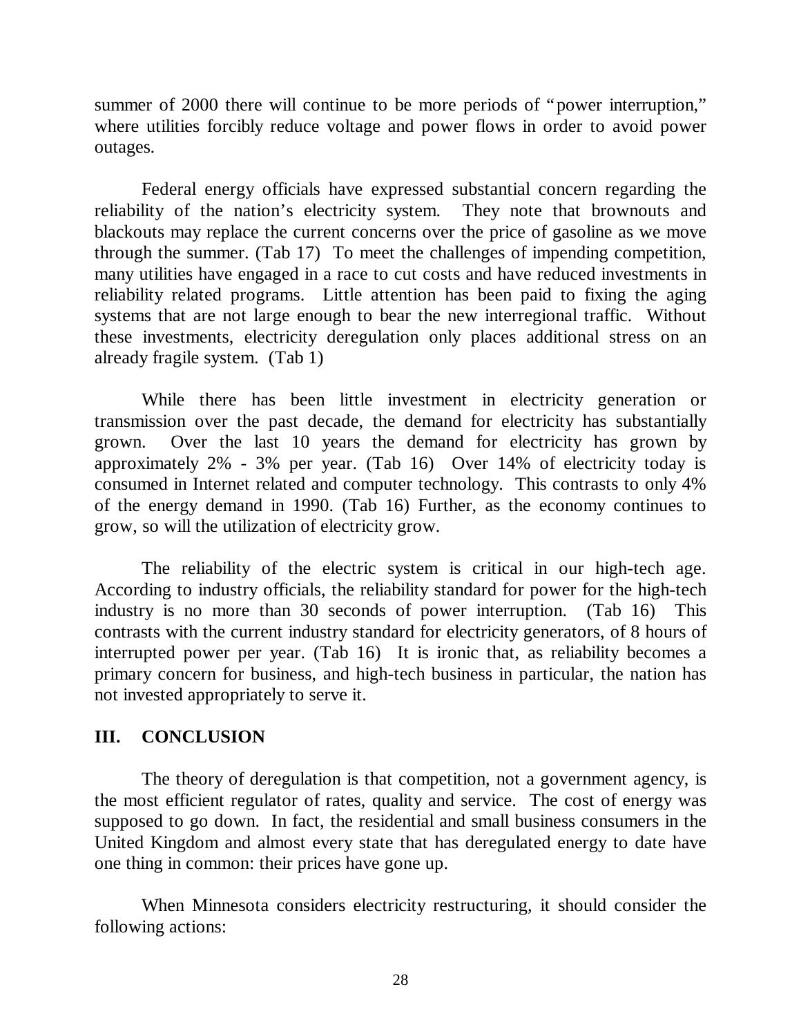summer of 2000 there will continue to be more periods of "power interruption," where utilities forcibly reduce voltage and power flows in order to avoid power outages.

Federal energy officials have expressed substantial concern regarding the reliability of the nation's electricity system. They note that brownouts and blackouts may replace the current concerns over the price of gasoline as we move through the summer. (Tab 17) To meet the challenges of impending competition, many utilities have engaged in a race to cut costs and have reduced investments in reliability related programs. Little attention has been paid to fixing the aging systems that are not large enough to bear the new interregional traffic. Without these investments, electricity deregulation only places additional stress on an already fragile system. (Tab 1)

While there has been little investment in electricity generation or transmission over the past decade, the demand for electricity has substantially grown. Over the last 10 years the demand for electricity has grown by approximately 2% - 3% per year. (Tab 16) Over 14% of electricity today is consumed in Internet related and computer technology. This contrasts to only 4% of the energy demand in 1990. (Tab 16) Further, as the economy continues to grow, so will the utilization of electricity grow.

The reliability of the electric system is critical in our high-tech age. According to industry officials, the reliability standard for power for the high-tech industry is no more than 30 seconds of power interruption. (Tab 16) This contrasts with the current industry standard for electricity generators, of 8 hours of interrupted power per year. (Tab 16) It is ironic that, as reliability becomes a primary concern for business, and high-tech business in particular, the nation has not invested appropriately to serve it.

## III. CONCLUSION

The theory of deregulation is that competition, not a government agency, is the most efficient regulator of rates, quality and service. The cost of energy was supposed to go down. In fact, the residential and small business consumers in the United Kingdom and almost every state that has deregulated energy to date have one thing in common: their prices have gone up.

When Minnesota considers electricity restructuring, it should consider the following actions: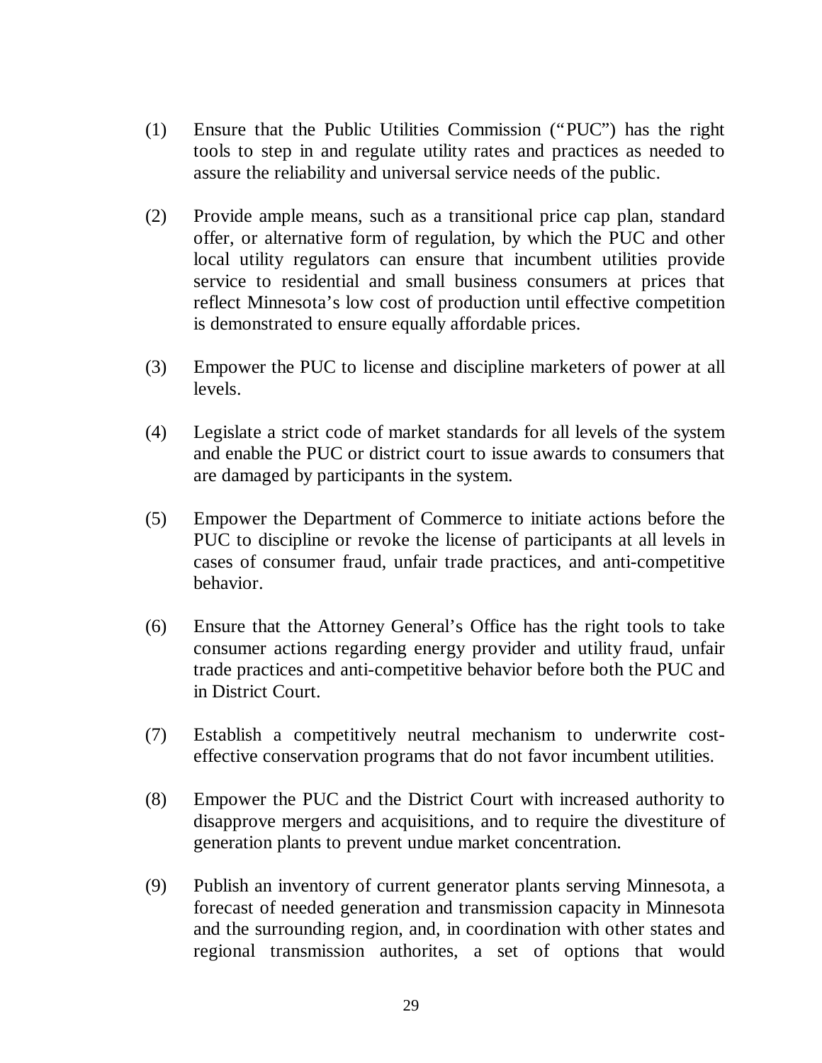(1) Ensure that the Public Utilities Commission ("PUC") has the right tools to step in and regulate utility rates and practices as needed to assure the reliability and universal service needs of the public.

(2) Provide ample means, such as a transitional price cap plan, standard offer, or alternative form of regulation, by which the PUC and other local utility regulators can ensure that incumbent utilities provide service to residential and small business consumers at prices that reflect Minnesota's low cost of production until effective competition is demonstrated to ensure equally affordable prices.

(3) Empower the PUC to license and discipline marketers of power at all levels.

(4) Legislate a strict code of market standards for all levels of the system and enable the PUC or district court to issue awards to consumers that are damaged by participants in the system.

(5) Empower the Department of Commerce to initiate actions before the PUC to discipline or revoke the license of participants at all levels in cases of consumer fraud, unfair trade practices, and anti-competitive behavior.

(6) Ensure that the Attorney General's Office has the right tools to take consumer actions regarding energy provider and utility fraud, unfair trade practices and anti-competitive behavior before both the PUC and in District Court.

(7) Establish a competitively neutral mechanism to underwrite cost-effective conservation programs that do not favor incumbent utilities.

(8) Empower the PUC and the District Court with increased authority to disapprove mergers and acquisitions, and to require the divestiture of generation plants to prevent undue market concentration.

(9) Publish an inventory of current generator plants serving Minnesota, a forecast of needed generation and transmission capacity in Minnesota and the surrounding region, and, in coordination with other states and regional transmission authorites, a set of options that would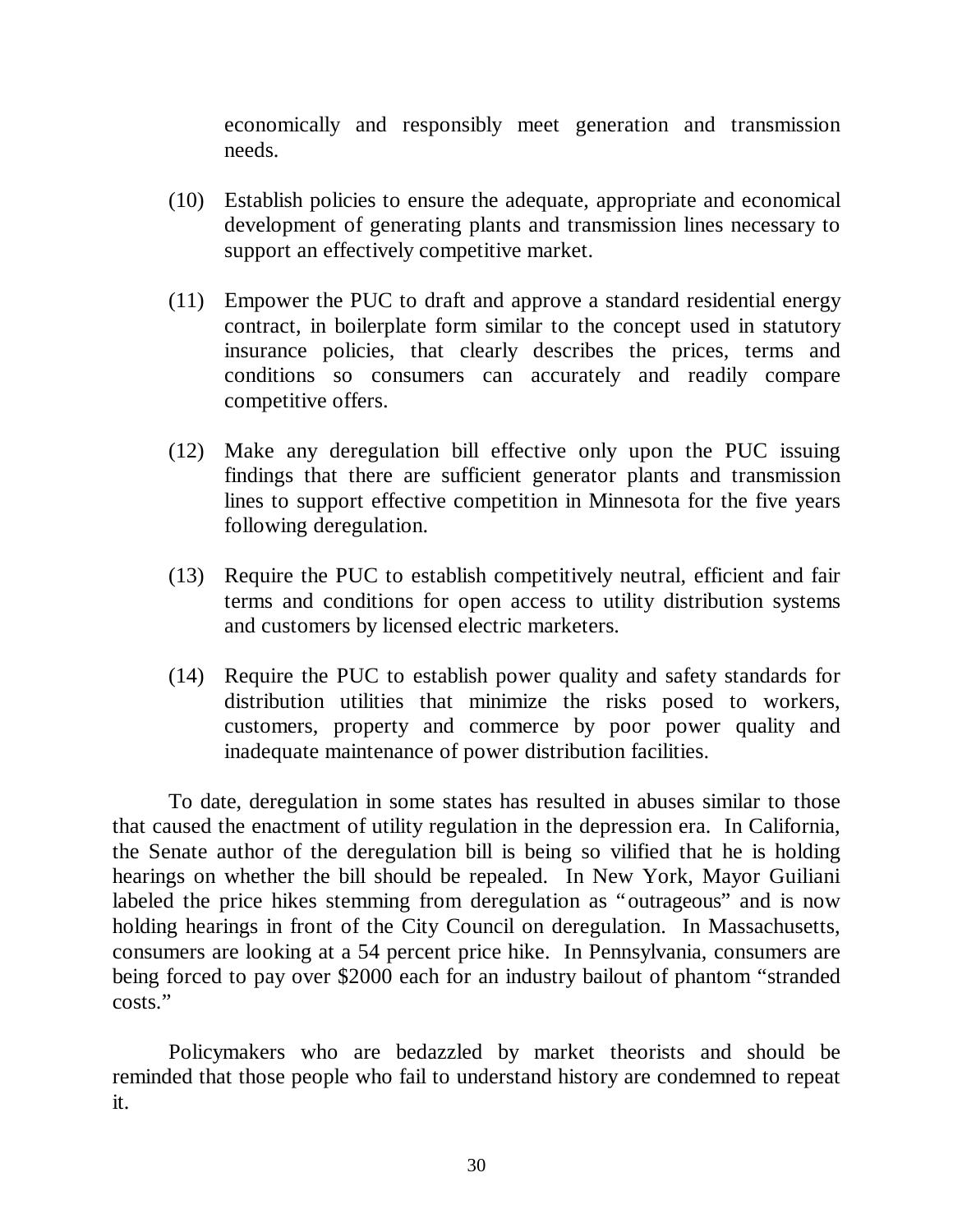economically and responsibly meet generation and transmission needs.

(10) Establish policies to ensure the adequate, appropriate and economical development of generating plants and transmission lines necessary to support an effectively competitive market.

(11) Empower the PUC to draft and approve a standard residential energy contract, in boilerplate form similar to the concept used in statutory insurance policies, that clearly describes the prices, terms and conditions so consumers can accurately and readily compare competitive offers.

(12) Make any deregulation bill effective only upon the PUC issuing findings that there are sufficient generator plants and transmission lines to support effective competition in Minnesota for the five years following deregulation.

(13) Require the PUC to establish competitively neutral, efficient and fair terms and conditions for open access to utility distribution systems and customers by licensed electric marketers.

(14) Require the PUC to establish power quality and safety standards for distribution utilities that minimize the risks posed to workers, customers, property and commerce by poor power quality and inadequate maintenance of power distribution facilities.

To date, deregulation in some states has resulted in abuses similar to those that caused the enactment of utility regulation in the depression era. In California, the Senate author of the deregulation bill is being so vilified that he is holding hearings on whether the bill should be repealed. In New York, Mayor Guiliani labeled the price hikes stemming from deregulation as "outrageous" and is now holding hearings in front of the City Council on deregulation. In Massachusetts, consumers are looking at a 54 percent price hike. In Pennsylvania, consumers are being forced to pay over $2000 each for an industry bailout of phantom "stranded costs."

Policymakers who are bedazzled by market theorists and should be reminded that those people who fail to understand history are condemned to repeat it.